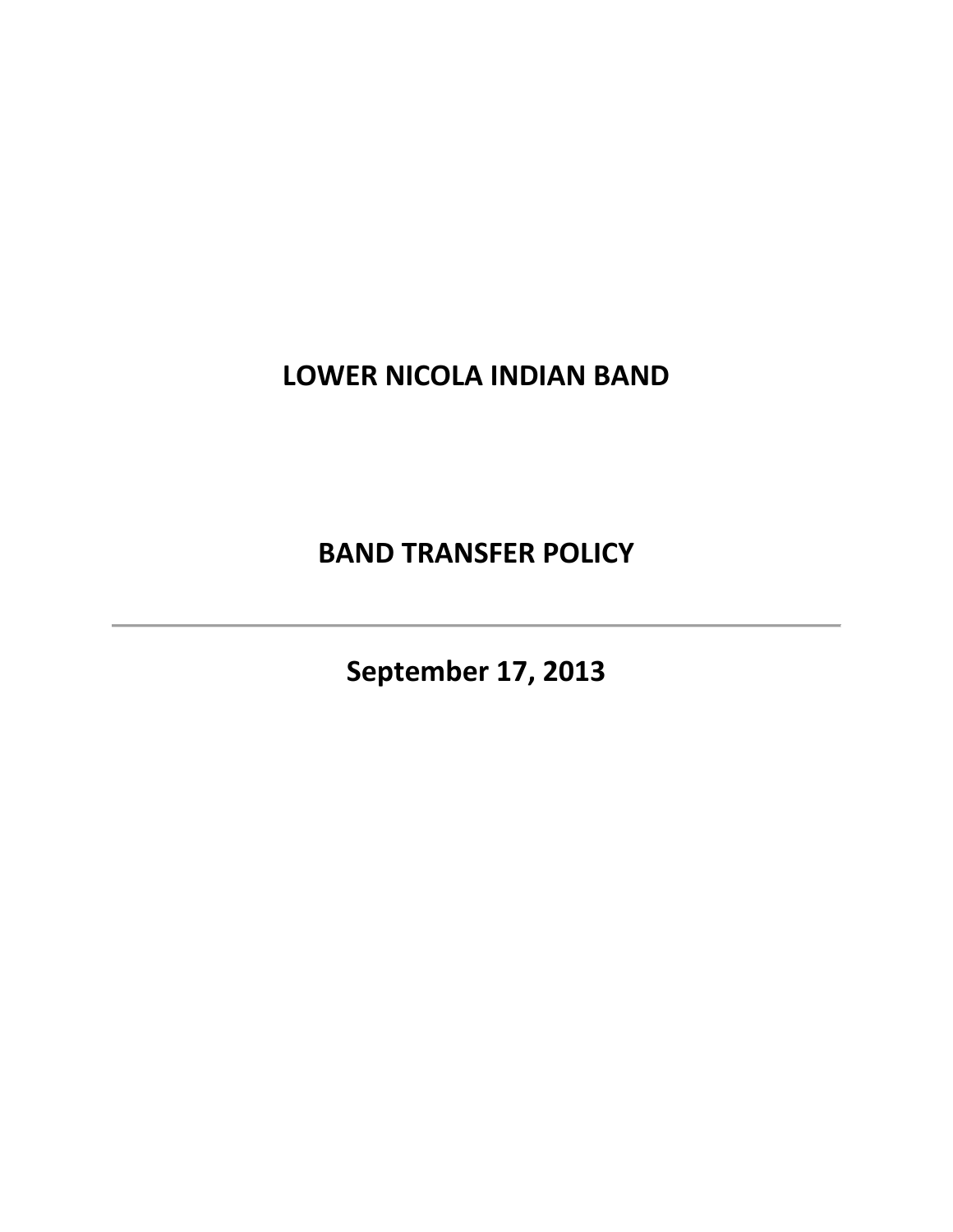# LOWER NICOLA INDIAN BAND

# BAND TRANSFER POLICY

---

## September 17, 2013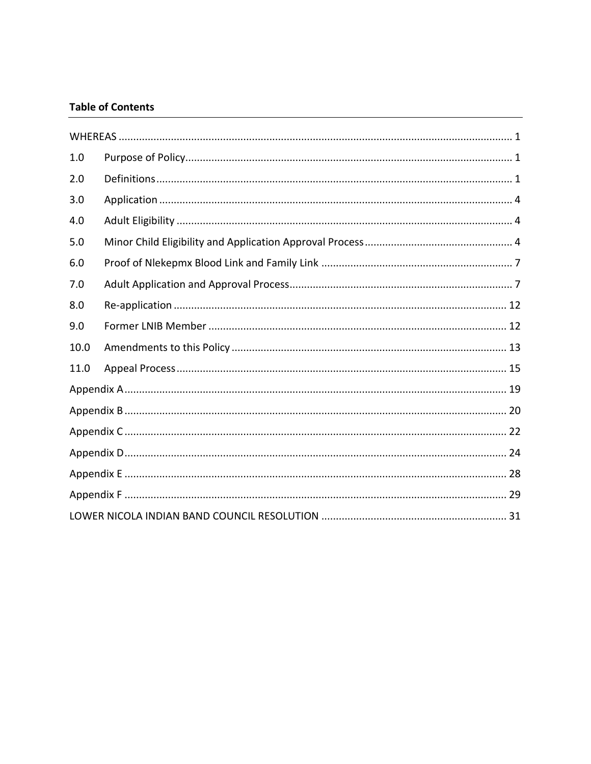**Table of Contents**

| | | |
|---|---|---|
| WHEREAS | | 1 |
| 1.0 | Purpose of Policy | 1 |
| 2.0 | Definitions | 1 |
| 3.0 | Application | 4 |
| 4.0 | Adult Eligibility | 4 |
| 5.0 | Minor Child Eligibility and Application Approval Process | 4 |
| 6.0 | Proof of Nlekepmx Blood Link and Family Link | 7 |
| 7.0 | Adult Application and Approval Process | 7 |
| 8.0 | Re-application | 12 |
| 9.0 | Former LNIB Member | 12 |
| 10.0 | Amendments to this Policy | 13 |
| 11.0 | Appeal Process | 15 |
| Appendix A | | 19 |
| Appendix B | | 20 |
| Appendix C | | 22 |
| Appendix D | | 24 |
| Appendix E | | 28 |
| Appendix F | | 29 |
| LOWER NICOLA INDIAN BAND COUNCIL RESOLUTION | | 31 |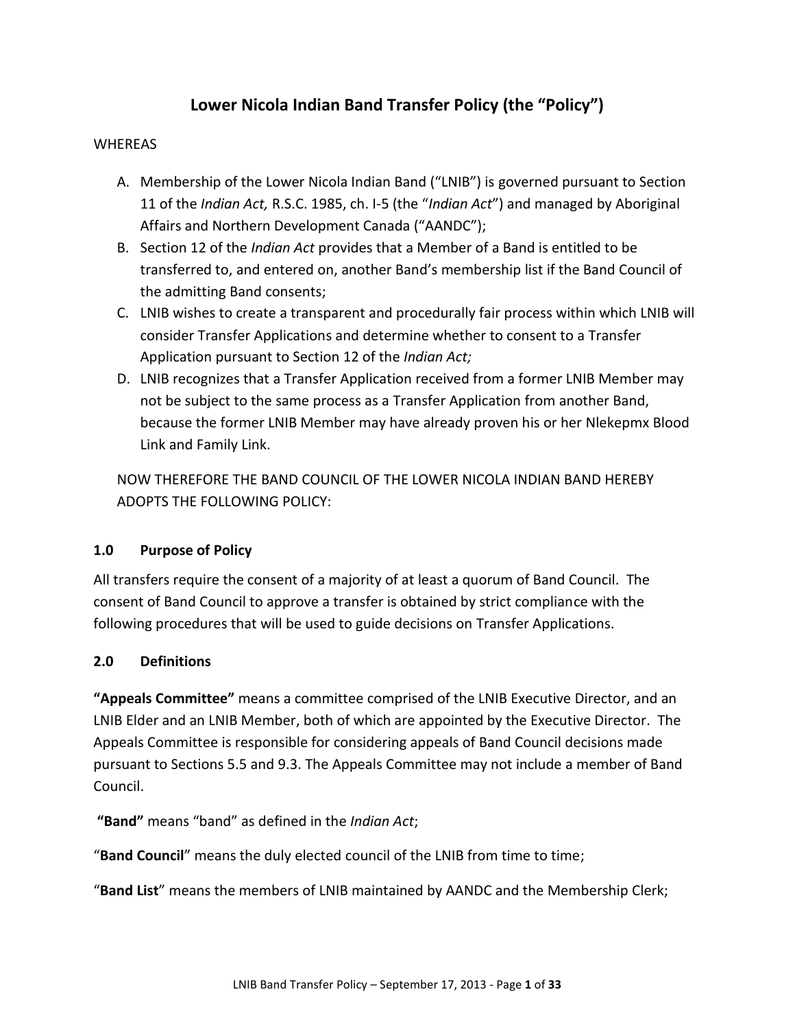# Lower Nicola Indian Band Transfer Policy (the "Policy")

WHEREAS

A. Membership of the Lower Nicola Indian Band ("LNIB") is governed pursuant to Section 11 of the *Indian Act,* R.S.C. 1985, ch. I-5 (the "*Indian Act*") and managed by Aboriginal Affairs and Northern Development Canada ("AANDC");
B. Section 12 of the *Indian Act* provides that a Member of a Band is entitled to be transferred to, and entered on, another Band's membership list if the Band Council of the admitting Band consents;
C. LNIB wishes to create a transparent and procedurally fair process within which LNIB will consider Transfer Applications and determine whether to consent to a Transfer Application pursuant to Section 12 of the *Indian Act;*
D. LNIB recognizes that a Transfer Application received from a former LNIB Member may not be subject to the same process as a Transfer Application from another Band, because the former LNIB Member may have already proven his or her Nlekepmx Blood Link and Family Link.

NOW THEREFORE THE BAND COUNCIL OF THE LOWER NICOLA INDIAN BAND HEREBY ADOPTS THE FOLLOWING POLICY:

## 1.0 Purpose of Policy

All transfers require the consent of a majority of at least a quorum of Band Council. The consent of Band Council to approve a transfer is obtained by strict compliance with the following procedures that will be used to guide decisions on Transfer Applications.

## 2.0 Definitions

**"Appeals Committee"** means a committee comprised of the LNIB Executive Director, and an LNIB Elder and an LNIB Member, both of which are appointed by the Executive Director. The Appeals Committee is responsible for considering appeals of Band Council decisions made pursuant to Sections 5.5 and 9.3. The Appeals Committee may not include a member of Band Council.

**"Band"** means "band" as defined in the *Indian Act*;

"**Band Council**" means the duly elected council of the LNIB from time to time;

"**Band List**" means the members of LNIB maintained by AANDC and the Membership Clerk;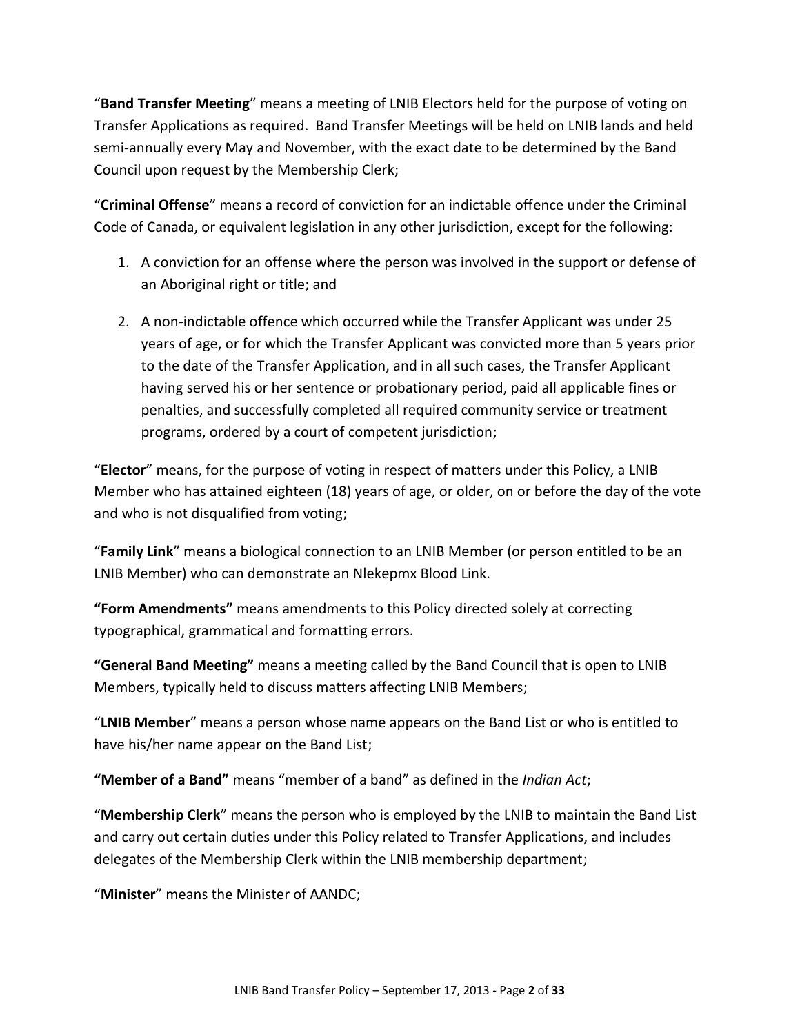"**Band Transfer Meeting**" means a meeting of LNIB Electors held for the purpose of voting on Transfer Applications as required. Band Transfer Meetings will be held on LNIB lands and held semi-annually every May and November, with the exact date to be determined by the Band Council upon request by the Membership Clerk;

"**Criminal Offense**" means a record of conviction for an indictable offence under the Criminal Code of Canada, or equivalent legislation in any other jurisdiction, except for the following:

1. A conviction for an offense where the person was involved in the support or defense of an Aboriginal right or title; and
2. A non-indictable offence which occurred while the Transfer Applicant was under 25 years of age, or for which the Transfer Applicant was convicted more than 5 years prior to the date of the Transfer Application, and in all such cases, the Transfer Applicant having served his or her sentence or probationary period, paid all applicable fines or penalties, and successfully completed all required community service or treatment programs, ordered by a court of competent jurisdiction;

"**Elector**" means, for the purpose of voting in respect of matters under this Policy, a LNIB Member who has attained eighteen (18) years of age, or older, on or before the day of the vote and who is not disqualified from voting;

"**Family Link**" means a biological connection to an LNIB Member (or person entitled to be an LNIB Member) who can demonstrate an Nlekepmx Blood Link.

**"Form Amendments"** means amendments to this Policy directed solely at correcting typographical, grammatical and formatting errors.

**"General Band Meeting"** means a meeting called by the Band Council that is open to LNIB Members, typically held to discuss matters affecting LNIB Members;

"**LNIB Member**" means a person whose name appears on the Band List or who is entitled to have his/her name appear on the Band List;

**"Member of a Band"** means "member of a band" as defined in the *Indian Act*;

"**Membership Clerk**" means the person who is employed by the LNIB to maintain the Band List and carry out certain duties under this Policy related to Transfer Applications, and includes delegates of the Membership Clerk within the LNIB membership department;

"**Minister**" means the Minister of AANDC;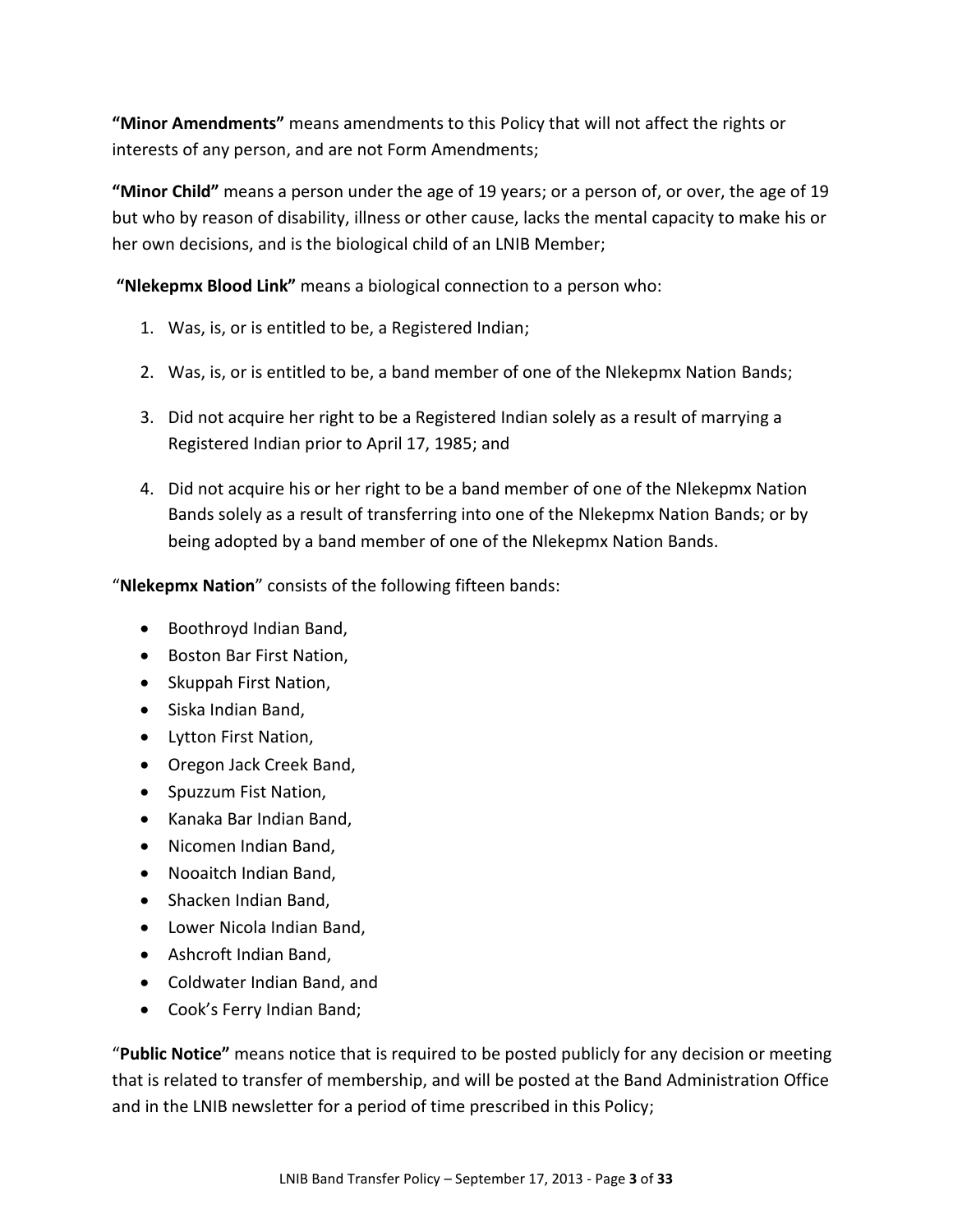**"Minor Amendments"** means amendments to this Policy that will not affect the rights or interests of any person, and are not Form Amendments;

**"Minor Child"** means a person under the age of 19 years; or a person of, or over, the age of 19 but who by reason of disability, illness or other cause, lacks the mental capacity to make his or her own decisions, and is the biological child of an LNIB Member;

**"Nlekepmx Blood Link"** means a biological connection to a person who:

1. Was, is, or is entitled to be, a Registered Indian;
2. Was, is, or is entitled to be, a band member of one of the Nlekepmx Nation Bands;
3. Did not acquire her right to be a Registered Indian solely as a result of marrying a Registered Indian prior to April 17, 1985; and
4. Did not acquire his or her right to be a band member of one of the Nlekepmx Nation Bands solely as a result of transferring into one of the Nlekepmx Nation Bands; or by being adopted by a band member of one of the Nlekepmx Nation Bands.

"**Nlekepmx Nation**" consists of the following fifteen bands:

- Boothroyd Indian Band,
- Boston Bar First Nation,
- Skuppah First Nation,
- Siska Indian Band,
- Lytton First Nation,
- Oregon Jack Creek Band,
- Spuzzum Fist Nation,
- Kanaka Bar Indian Band,
- Nicomen Indian Band,
- Nooaitch Indian Band,
- Shacken Indian Band,
- Lower Nicola Indian Band,
- Ashcroft Indian Band,
- Coldwater Indian Band, and
- Cook's Ferry Indian Band;

"**Public Notice"** means notice that is required to be posted publicly for any decision or meeting that is related to transfer of membership, and will be posted at the Band Administration Office and in the LNIB newsletter for a period of time prescribed in this Policy;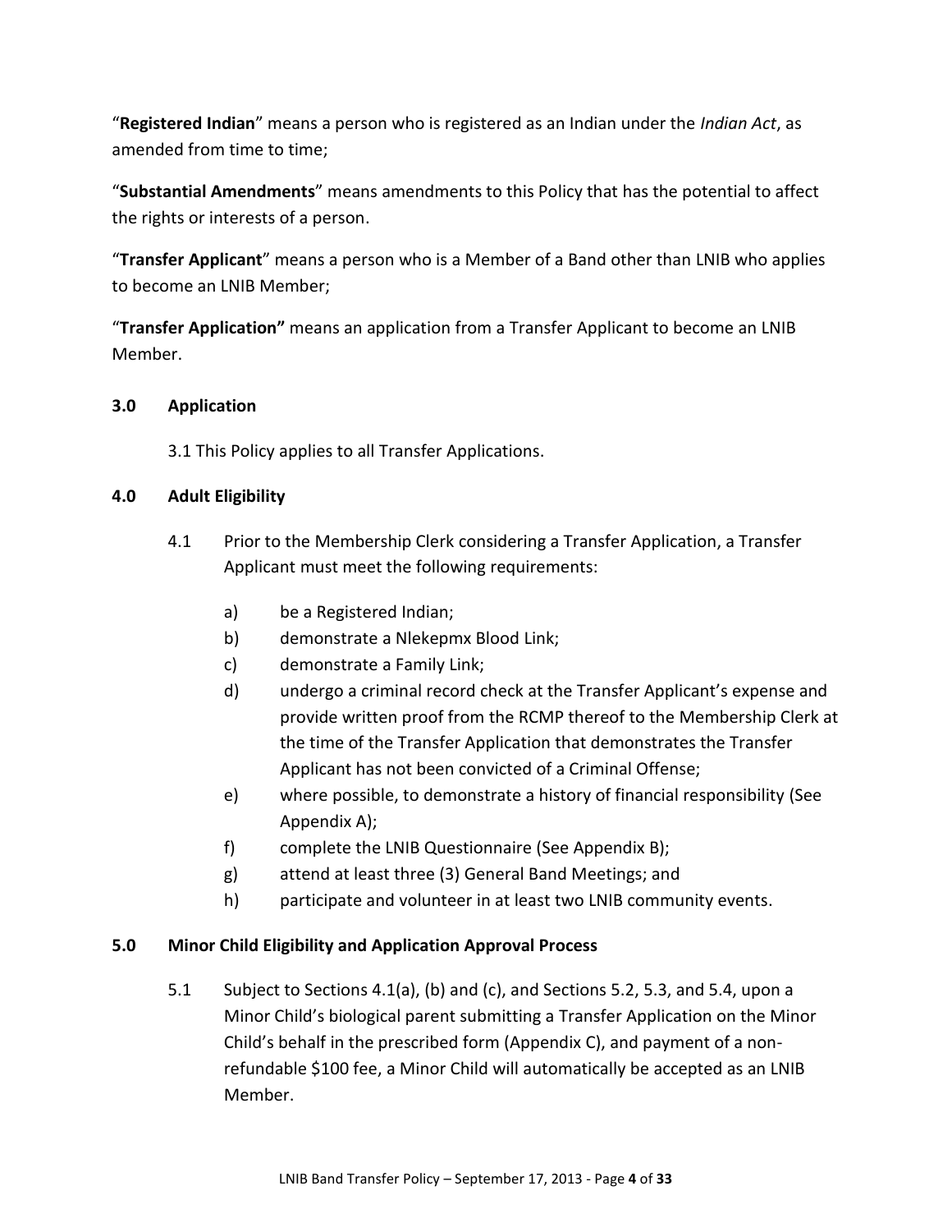"**Registered Indian**" means a person who is registered as an Indian under the *Indian Act*, as amended from time to time;

"**Substantial Amendments**" means amendments to this Policy that has the potential to affect the rights or interests of a person.

"**Transfer Applicant**" means a person who is a Member of a Band other than LNIB who applies to become an LNIB Member;

"**Transfer Application"** means an application from a Transfer Applicant to become an LNIB Member.

## 3.0 Application

3.1 This Policy applies to all Transfer Applications.

## 4.0 Adult Eligibility

4.1 Prior to the Membership Clerk considering a Transfer Application, a Transfer Applicant must meet the following requirements:

a) be a Registered Indian;

b) demonstrate a Nlekepmx Blood Link;

c) demonstrate a Family Link;

d) undergo a criminal record check at the Transfer Applicant's expense and provide written proof from the RCMP thereof to the Membership Clerk at the time of the Transfer Application that demonstrates the Transfer Applicant has not been convicted of a Criminal Offense;

e) where possible, to demonstrate a history of financial responsibility (See Appendix A);

f) complete the LNIB Questionnaire (See Appendix B);

g) attend at least three (3) General Band Meetings; and

h) participate and volunteer in at least two LNIB community events.

## 5.0 Minor Child Eligibility and Application Approval Process

5.1 Subject to Sections 4.1(a), (b) and (c), and Sections 5.2, 5.3, and 5.4, upon a Minor Child's biological parent submitting a Transfer Application on the Minor Child's behalf in the prescribed form (Appendix C), and payment of a non-refundable $100 fee, a Minor Child will automatically be accepted as an LNIB Member.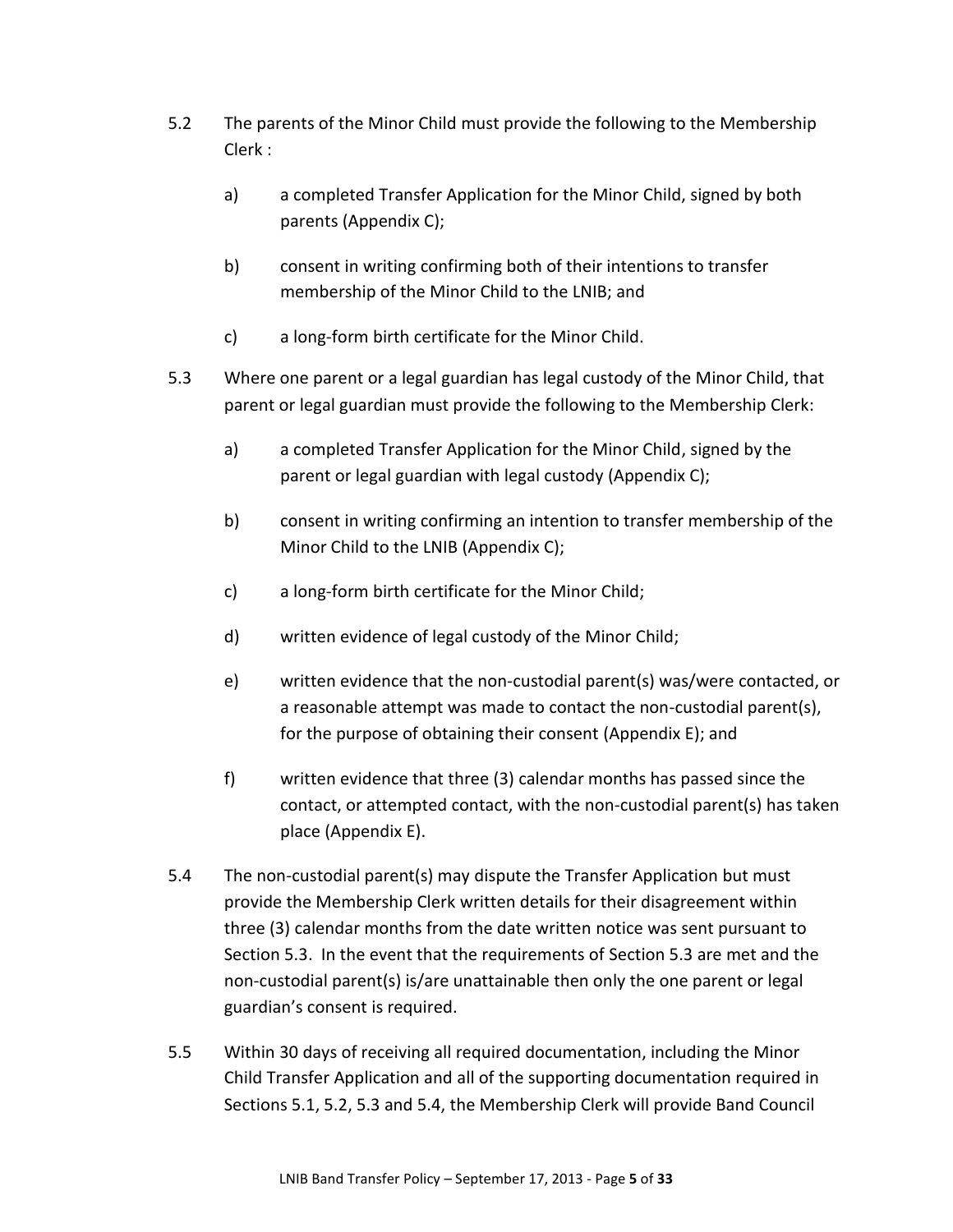5.2 The parents of the Minor Child must provide the following to the Membership Clerk :

   a) a completed Transfer Application for the Minor Child, signed by both parents (Appendix C);

   b) consent in writing confirming both of their intentions to transfer membership of the Minor Child to the LNIB; and

   c) a long-form birth certificate for the Minor Child.

5.3 Where one parent or a legal guardian has legal custody of the Minor Child, that parent or legal guardian must provide the following to the Membership Clerk:

   a) a completed Transfer Application for the Minor Child, signed by the parent or legal guardian with legal custody (Appendix C);

   b) consent in writing confirming an intention to transfer membership of the Minor Child to the LNIB (Appendix C);

   c) a long-form birth certificate for the Minor Child;

   d) written evidence of legal custody of the Minor Child;

   e) written evidence that the non-custodial parent(s) was/were contacted, or a reasonable attempt was made to contact the non-custodial parent(s), for the purpose of obtaining their consent (Appendix E); and

   f) written evidence that three (3) calendar months has passed since the contact, or attempted contact, with the non-custodial parent(s) has taken place (Appendix E).

5.4 The non-custodial parent(s) may dispute the Transfer Application but must provide the Membership Clerk written details for their disagreement within three (3) calendar months from the date written notice was sent pursuant to Section 5.3. In the event that the requirements of Section 5.3 are met and the non-custodial parent(s) is/are unattainable then only the one parent or legal guardian's consent is required.

5.5 Within 30 days of receiving all required documentation, including the Minor Child Transfer Application and all of the supporting documentation required in Sections 5.1, 5.2, 5.3 and 5.4, the Membership Clerk will provide Band Council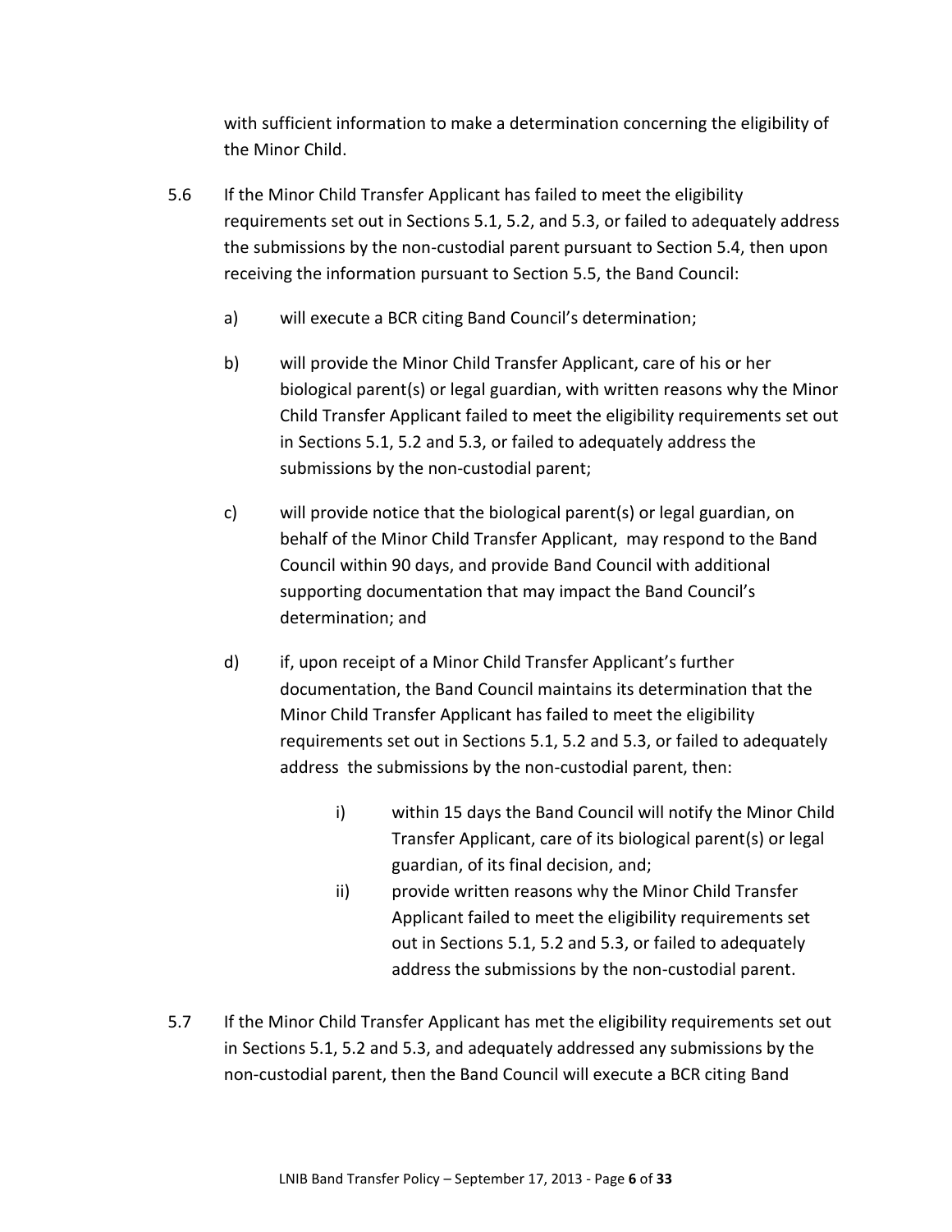with sufficient information to make a determination concerning the eligibility of the Minor Child.

5.6 If the Minor Child Transfer Applicant has failed to meet the eligibility requirements set out in Sections 5.1, 5.2, and 5.3, or failed to adequately address the submissions by the non-custodial parent pursuant to Section 5.4, then upon receiving the information pursuant to Section 5.5, the Band Council:

a) will execute a BCR citing Band Council's determination;

b) will provide the Minor Child Transfer Applicant, care of his or her biological parent(s) or legal guardian, with written reasons why the Minor Child Transfer Applicant failed to meet the eligibility requirements set out in Sections 5.1, 5.2 and 5.3, or failed to adequately address the submissions by the non-custodial parent;

c) will provide notice that the biological parent(s) or legal guardian, on behalf of the Minor Child Transfer Applicant, may respond to the Band Council within 90 days, and provide Band Council with additional supporting documentation that may impact the Band Council's determination; and

d) if, upon receipt of a Minor Child Transfer Applicant's further documentation, the Band Council maintains its determination that the Minor Child Transfer Applicant has failed to meet the eligibility requirements set out in Sections 5.1, 5.2 and 5.3, or failed to adequately address the submissions by the non-custodial parent, then:

   i) within 15 days the Band Council will notify the Minor Child Transfer Applicant, care of its biological parent(s) or legal guardian, of its final decision, and;

   ii) provide written reasons why the Minor Child Transfer Applicant failed to meet the eligibility requirements set out in Sections 5.1, 5.2 and 5.3, or failed to adequately address the submissions by the non-custodial parent.

5.7 If the Minor Child Transfer Applicant has met the eligibility requirements set out in Sections 5.1, 5.2 and 5.3, and adequately addressed any submissions by the non-custodial parent, then the Band Council will execute a BCR citing Band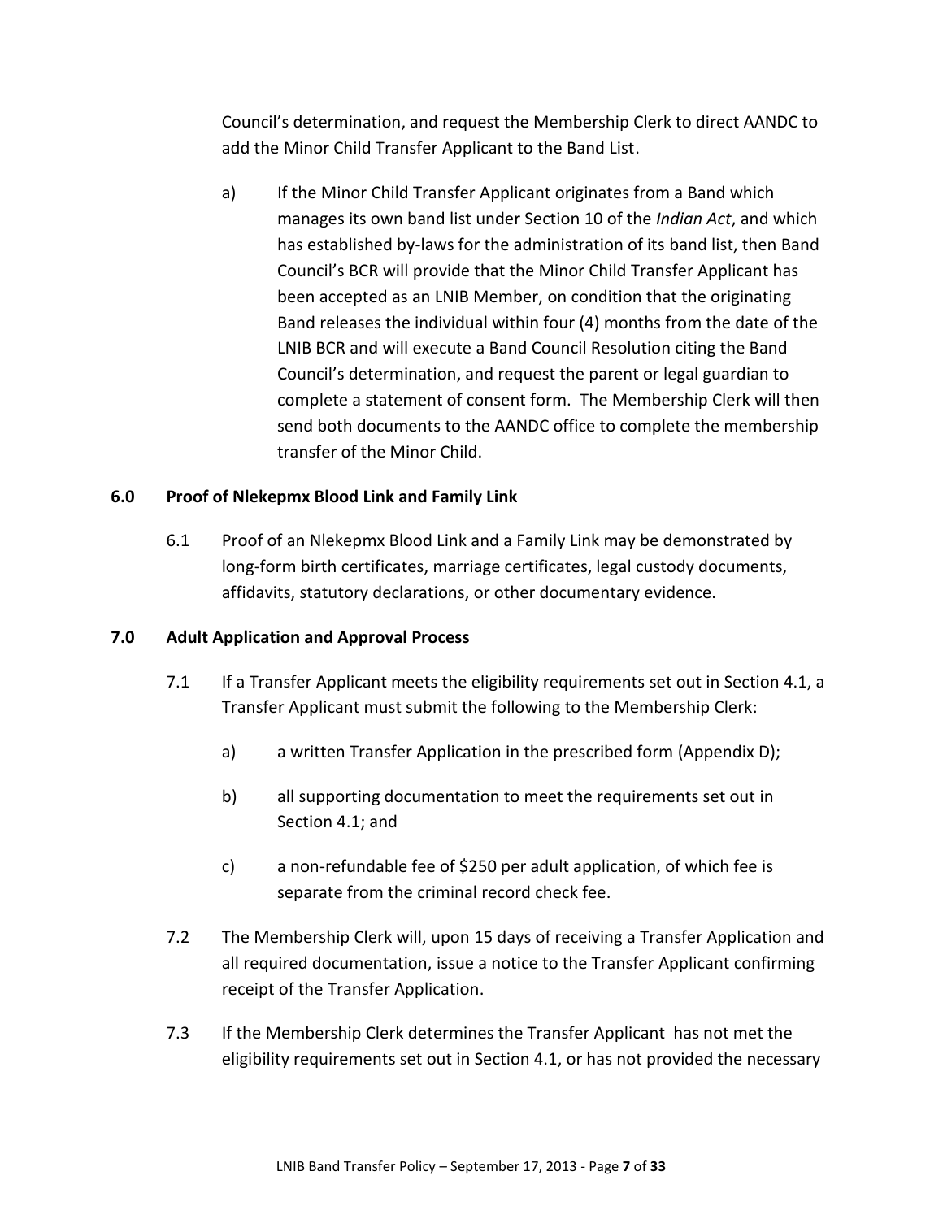Council's determination, and request the Membership Clerk to direct AANDC to add the Minor Child Transfer Applicant to the Band List.

a) If the Minor Child Transfer Applicant originates from a Band which manages its own band list under Section 10 of the *Indian Act*, and which has established by-laws for the administration of its band list, then Band Council's BCR will provide that the Minor Child Transfer Applicant has been accepted as an LNIB Member, on condition that the originating Band releases the individual within four (4) months from the date of the LNIB BCR and will execute a Band Council Resolution citing the Band Council's determination, and request the parent or legal guardian to complete a statement of consent form. The Membership Clerk will then send both documents to the AANDC office to complete the membership transfer of the Minor Child.

## 6.0 Proof of Nlekepmx Blood Link and Family Link

6.1 Proof of an Nlekepmx Blood Link and a Family Link may be demonstrated by long-form birth certificates, marriage certificates, legal custody documents, affidavits, statutory declarations, or other documentary evidence.

## 7.0 Adult Application and Approval Process

7.1 If a Transfer Applicant meets the eligibility requirements set out in Section 4.1, a Transfer Applicant must submit the following to the Membership Clerk:

a) a written Transfer Application in the prescribed form (Appendix D);

b) all supporting documentation to meet the requirements set out in Section 4.1; and

c) a non-refundable fee of $250 per adult application, of which fee is separate from the criminal record check fee.

7.2 The Membership Clerk will, upon 15 days of receiving a Transfer Application and all required documentation, issue a notice to the Transfer Applicant confirming receipt of the Transfer Application.

7.3 If the Membership Clerk determines the Transfer Applicant has not met the eligibility requirements set out in Section 4.1, or has not provided the necessary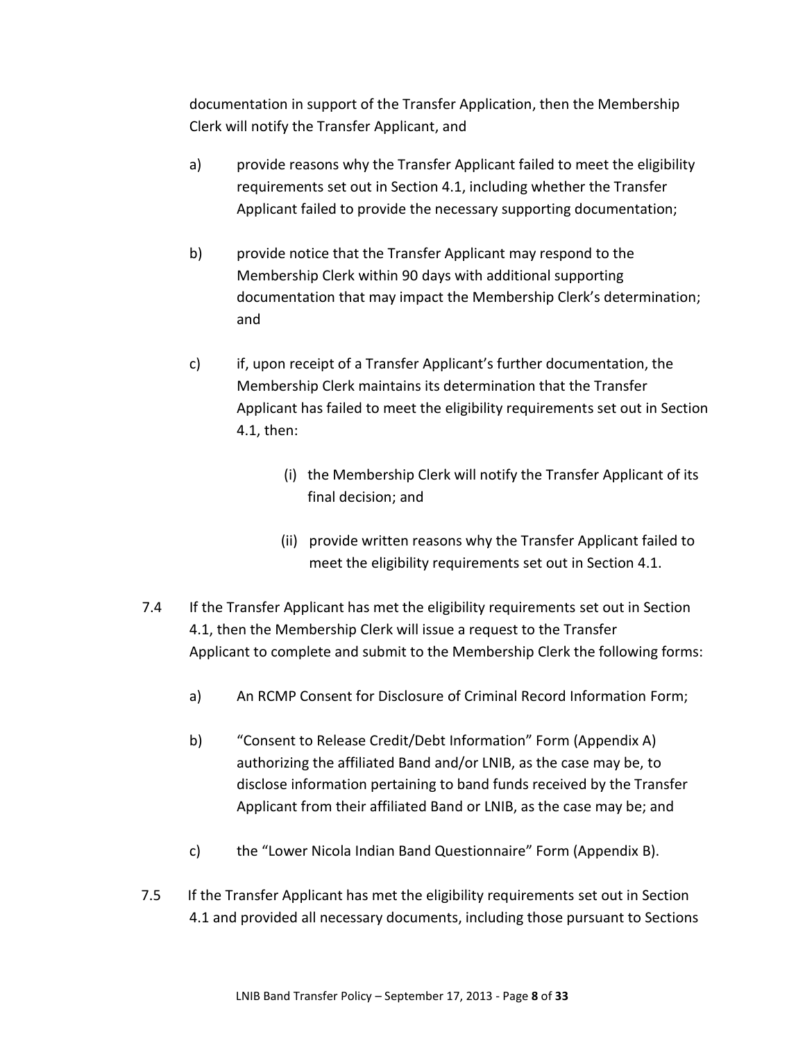documentation in support of the Transfer Application, then the Membership Clerk will notify the Transfer Applicant, and

a) provide reasons why the Transfer Applicant failed to meet the eligibility requirements set out in Section 4.1, including whether the Transfer Applicant failed to provide the necessary supporting documentation;

b) provide notice that the Transfer Applicant may respond to the Membership Clerk within 90 days with additional supporting documentation that may impact the Membership Clerk's determination; and

c) if, upon receipt of a Transfer Applicant's further documentation, the Membership Clerk maintains its determination that the Transfer Applicant has failed to meet the eligibility requirements set out in Section 4.1, then:

   (i) the Membership Clerk will notify the Transfer Applicant of its final decision; and

   (ii) provide written reasons why the Transfer Applicant failed to meet the eligibility requirements set out in Section 4.1.

7.4 If the Transfer Applicant has met the eligibility requirements set out in Section 4.1, then the Membership Clerk will issue a request to the Transfer Applicant to complete and submit to the Membership Clerk the following forms:

a) An RCMP Consent for Disclosure of Criminal Record Information Form;

b) "Consent to Release Credit/Debt Information" Form (Appendix A) authorizing the affiliated Band and/or LNIB, as the case may be, to disclose information pertaining to band funds received by the Transfer Applicant from their affiliated Band or LNIB, as the case may be; and

c) the "Lower Nicola Indian Band Questionnaire" Form (Appendix B).

7.5 If the Transfer Applicant has met the eligibility requirements set out in Section 4.1 and provided all necessary documents, including those pursuant to Sections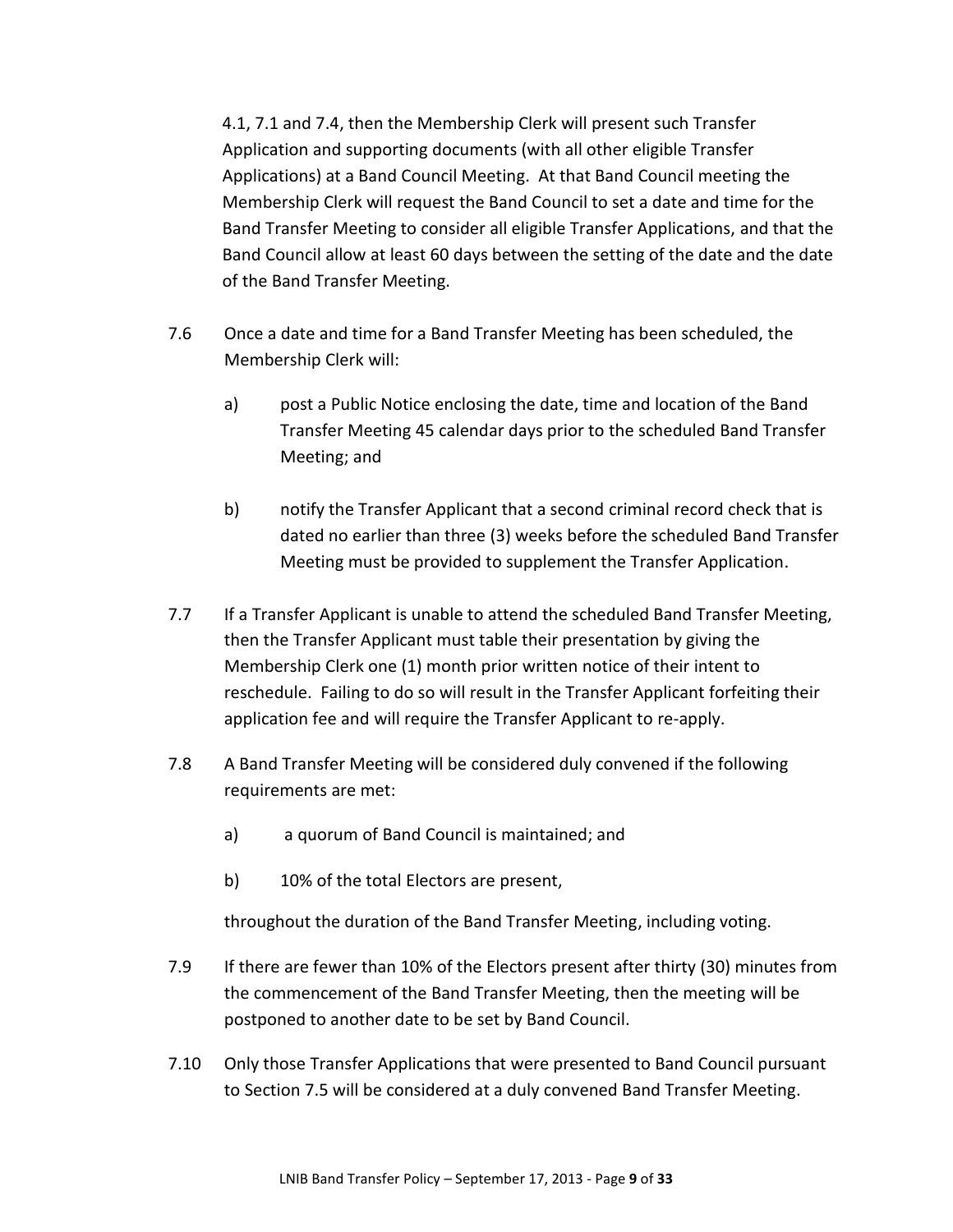4.1, 7.1 and 7.4, then the Membership Clerk will present such Transfer Application and supporting documents (with all other eligible Transfer Applications) at a Band Council Meeting. At that Band Council meeting the Membership Clerk will request the Band Council to set a date and time for the Band Transfer Meeting to consider all eligible Transfer Applications, and that the Band Council allow at least 60 days between the setting of the date and the date of the Band Transfer Meeting.

7.6 Once a date and time for a Band Transfer Meeting has been scheduled, the Membership Clerk will:

 a) post a Public Notice enclosing the date, time and location of the Band Transfer Meeting 45 calendar days prior to the scheduled Band Transfer Meeting; and

 b) notify the Transfer Applicant that a second criminal record check that is dated no earlier than three (3) weeks before the scheduled Band Transfer Meeting must be provided to supplement the Transfer Application.

7.7 If a Transfer Applicant is unable to attend the scheduled Band Transfer Meeting, then the Transfer Applicant must table their presentation by giving the Membership Clerk one (1) month prior written notice of their intent to reschedule. Failing to do so will result in the Transfer Applicant forfeiting their application fee and will require the Transfer Applicant to re-apply.

7.8 A Band Transfer Meeting will be considered duly convened if the following requirements are met:

 a) a quorum of Band Council is maintained; and

 b) 10% of the total Electors are present,

 throughout the duration of the Band Transfer Meeting, including voting.

7.9 If there are fewer than 10% of the Electors present after thirty (30) minutes from the commencement of the Band Transfer Meeting, then the meeting will be postponed to another date to be set by Band Council.

7.10 Only those Transfer Applications that were presented to Band Council pursuant to Section 7.5 will be considered at a duly convened Band Transfer Meeting.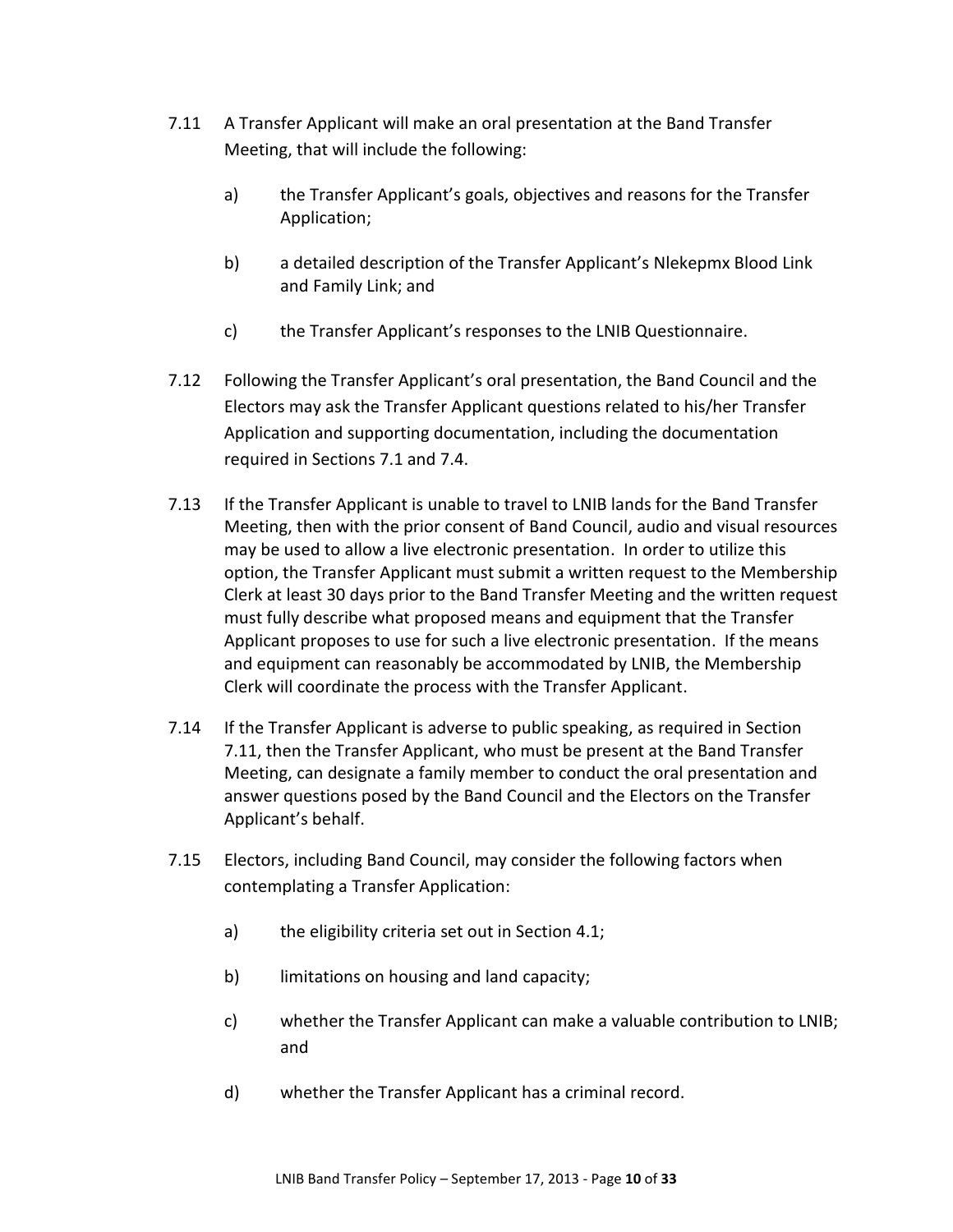7.11 A Transfer Applicant will make an oral presentation at the Band Transfer Meeting, that will include the following:

a) the Transfer Applicant's goals, objectives and reasons for the Transfer Application;

b) a detailed description of the Transfer Applicant's Nlekepmx Blood Link and Family Link; and

c) the Transfer Applicant's responses to the LNIB Questionnaire.

7.12 Following the Transfer Applicant's oral presentation, the Band Council and the Electors may ask the Transfer Applicant questions related to his/her Transfer Application and supporting documentation, including the documentation required in Sections 7.1 and 7.4.

7.13 If the Transfer Applicant is unable to travel to LNIB lands for the Band Transfer Meeting, then with the prior consent of Band Council, audio and visual resources may be used to allow a live electronic presentation. In order to utilize this option, the Transfer Applicant must submit a written request to the Membership Clerk at least 30 days prior to the Band Transfer Meeting and the written request must fully describe what proposed means and equipment that the Transfer Applicant proposes to use for such a live electronic presentation. If the means and equipment can reasonably be accommodated by LNIB, the Membership Clerk will coordinate the process with the Transfer Applicant.

7.14 If the Transfer Applicant is adverse to public speaking, as required in Section 7.11, then the Transfer Applicant, who must be present at the Band Transfer Meeting, can designate a family member to conduct the oral presentation and answer questions posed by the Band Council and the Electors on the Transfer Applicant's behalf.

7.15 Electors, including Band Council, may consider the following factors when contemplating a Transfer Application:

a) the eligibility criteria set out in Section 4.1;

b) limitations on housing and land capacity;

c) whether the Transfer Applicant can make a valuable contribution to LNIB; and

d) whether the Transfer Applicant has a criminal record.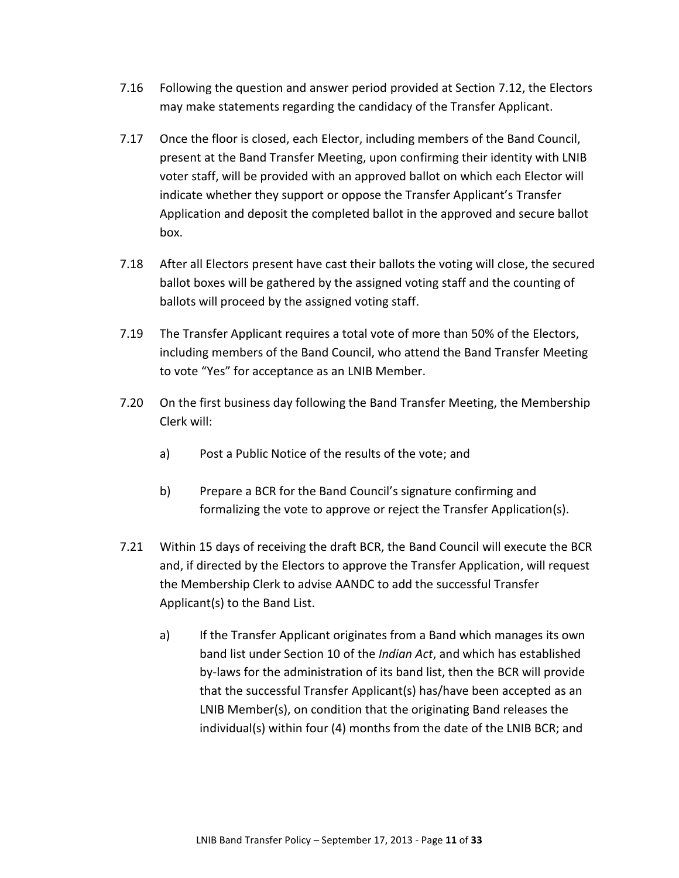7.16 Following the question and answer period provided at Section 7.12, the Electors may make statements regarding the candidacy of the Transfer Applicant.

7.17 Once the floor is closed, each Elector, including members of the Band Council, present at the Band Transfer Meeting, upon confirming their identity with LNIB voter staff, will be provided with an approved ballot on which each Elector will indicate whether they support or oppose the Transfer Applicant's Transfer Application and deposit the completed ballot in the approved and secure ballot box.

7.18 After all Electors present have cast their ballots the voting will close, the secured ballot boxes will be gathered by the assigned voting staff and the counting of ballots will proceed by the assigned voting staff.

7.19 The Transfer Applicant requires a total vote of more than 50% of the Electors, including members of the Band Council, who attend the Band Transfer Meeting to vote "Yes" for acceptance as an LNIB Member.

7.20 On the first business day following the Band Transfer Meeting, the Membership Clerk will:

a) Post a Public Notice of the results of the vote; and

b) Prepare a BCR for the Band Council's signature confirming and formalizing the vote to approve or reject the Transfer Application(s).

7.21 Within 15 days of receiving the draft BCR, the Band Council will execute the BCR and, if directed by the Electors to approve the Transfer Application, will request the Membership Clerk to advise AANDC to add the successful Transfer Applicant(s) to the Band List.

a) If the Transfer Applicant originates from a Band which manages its own band list under Section 10 of the *Indian Act*, and which has established by-laws for the administration of its band list, then the BCR will provide that the successful Transfer Applicant(s) has/have been accepted as an LNIB Member(s), on condition that the originating Band releases the individual(s) within four (4) months from the date of the LNIB BCR; and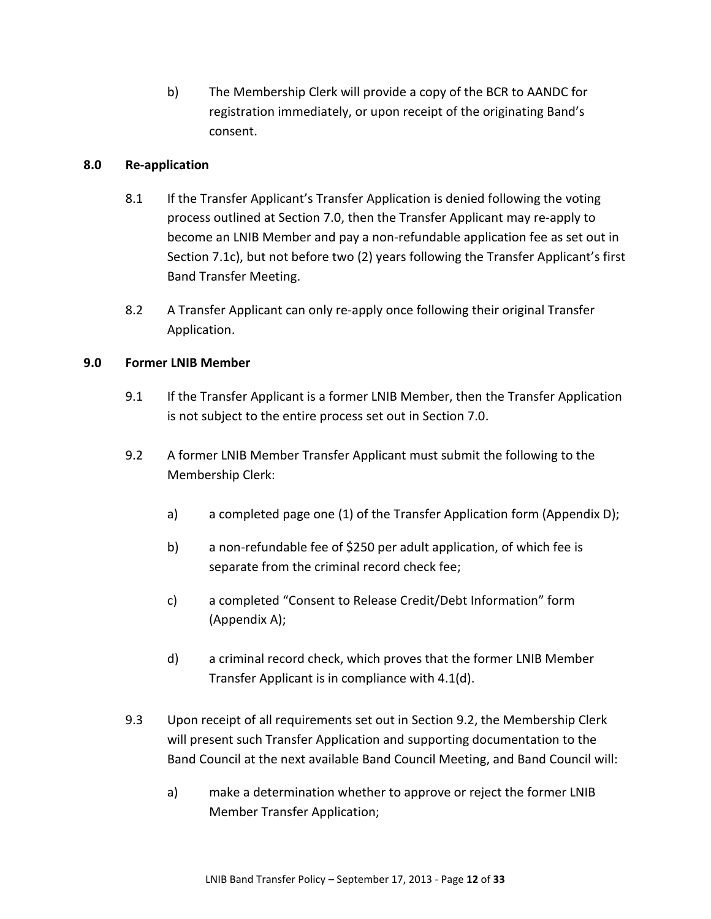b) The Membership Clerk will provide a copy of the BCR to AANDC for registration immediately, or upon receipt of the originating Band's consent.

## 8.0 Re-application

8.1 If the Transfer Applicant's Transfer Application is denied following the voting process outlined at Section 7.0, then the Transfer Applicant may re-apply to become an LNIB Member and pay a non-refundable application fee as set out in Section 7.1c), but not before two (2) years following the Transfer Applicant's first Band Transfer Meeting.

8.2 A Transfer Applicant can only re-apply once following their original Transfer Application.

## 9.0 Former LNIB Member

9.1 If the Transfer Applicant is a former LNIB Member, then the Transfer Application is not subject to the entire process set out in Section 7.0.

9.2 A former LNIB Member Transfer Applicant must submit the following to the Membership Clerk:

a) a completed page one (1) of the Transfer Application form (Appendix D);

b) a non-refundable fee of $250 per adult application, of which fee is separate from the criminal record check fee;

c) a completed "Consent to Release Credit/Debt Information" form (Appendix A);

d) a criminal record check, which proves that the former LNIB Member Transfer Applicant is in compliance with 4.1(d).

9.3 Upon receipt of all requirements set out in Section 9.2, the Membership Clerk will present such Transfer Application and supporting documentation to the Band Council at the next available Band Council Meeting, and Band Council will:

a) make a determination whether to approve or reject the former LNIB Member Transfer Application;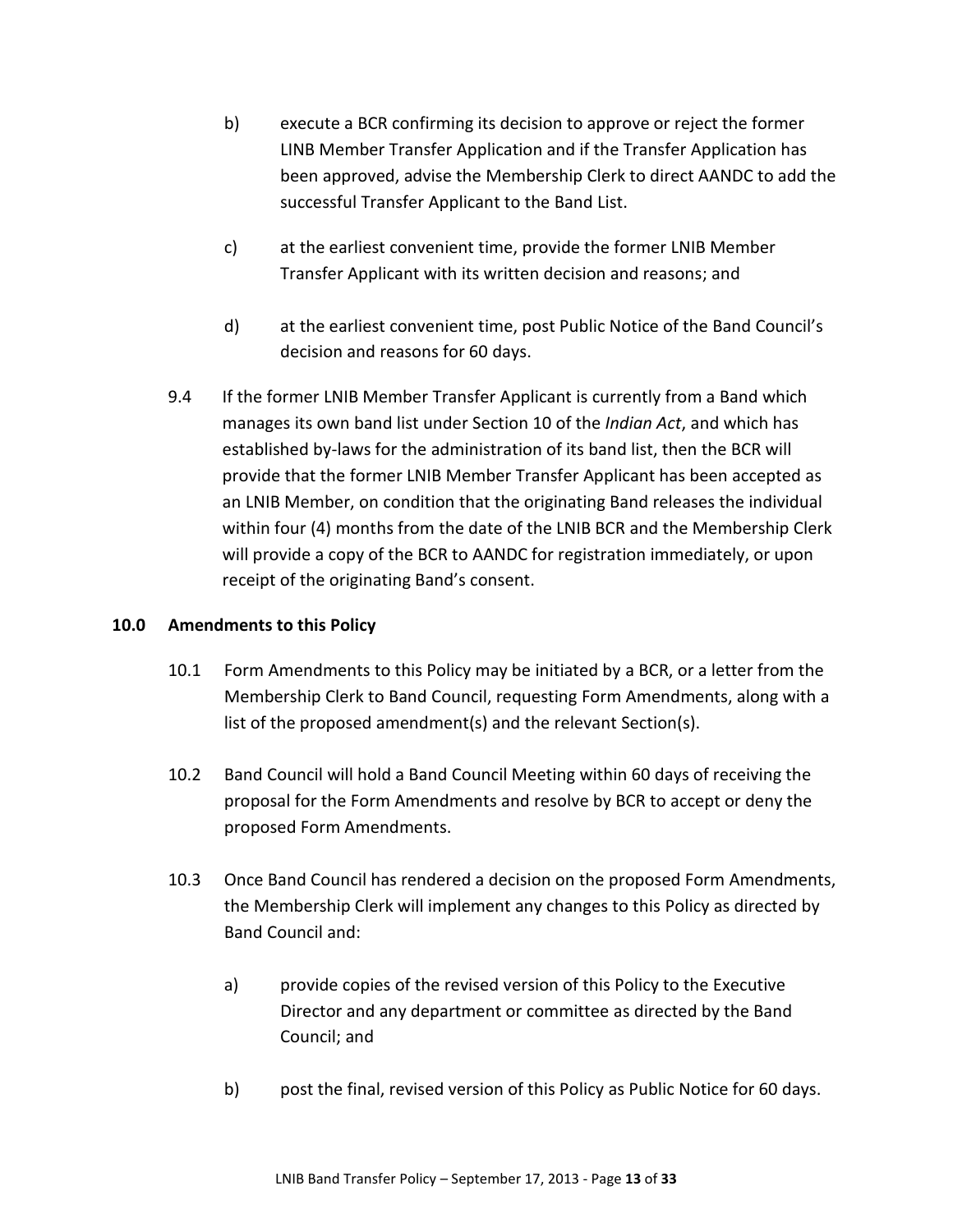b) execute a BCR confirming its decision to approve or reject the former LINB Member Transfer Application and if the Transfer Application has been approved, advise the Membership Clerk to direct AANDC to add the successful Transfer Applicant to the Band List.

c) at the earliest convenient time, provide the former LNIB Member Transfer Applicant with its written decision and reasons; and

d) at the earliest convenient time, post Public Notice of the Band Council's decision and reasons for 60 days.

9.4 If the former LNIB Member Transfer Applicant is currently from a Band which manages its own band list under Section 10 of the *Indian Act*, and which has established by-laws for the administration of its band list, then the BCR will provide that the former LNIB Member Transfer Applicant has been accepted as an LNIB Member, on condition that the originating Band releases the individual within four (4) months from the date of the LNIB BCR and the Membership Clerk will provide a copy of the BCR to AANDC for registration immediately, or upon receipt of the originating Band's consent.

## 10.0 Amendments to this Policy

10.1 Form Amendments to this Policy may be initiated by a BCR, or a letter from the Membership Clerk to Band Council, requesting Form Amendments, along with a list of the proposed amendment(s) and the relevant Section(s).

10.2 Band Council will hold a Band Council Meeting within 60 days of receiving the proposal for the Form Amendments and resolve by BCR to accept or deny the proposed Form Amendments.

10.3 Once Band Council has rendered a decision on the proposed Form Amendments, the Membership Clerk will implement any changes to this Policy as directed by Band Council and:

a) provide copies of the revised version of this Policy to the Executive Director and any department or committee as directed by the Band Council; and

b) post the final, revised version of this Policy as Public Notice for 60 days.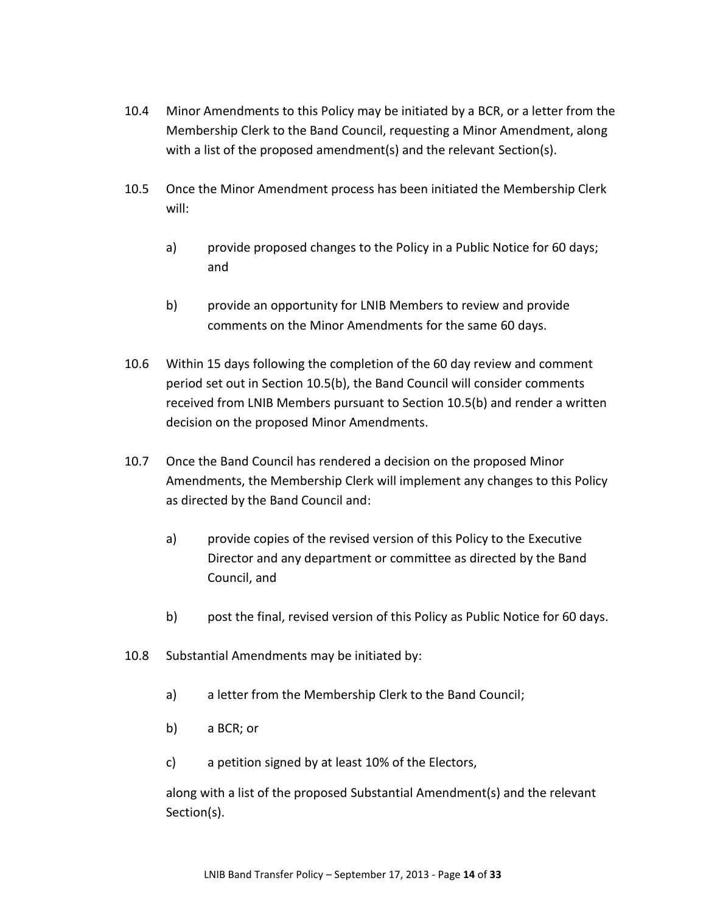10.4 Minor Amendments to this Policy may be initiated by a BCR, or a letter from the Membership Clerk to the Band Council, requesting a Minor Amendment, along with a list of the proposed amendment(s) and the relevant Section(s).

10.5 Once the Minor Amendment process has been initiated the Membership Clerk will:

a) provide proposed changes to the Policy in a Public Notice for 60 days; and

b) provide an opportunity for LNIB Members to review and provide comments on the Minor Amendments for the same 60 days.

10.6 Within 15 days following the completion of the 60 day review and comment period set out in Section 10.5(b), the Band Council will consider comments received from LNIB Members pursuant to Section 10.5(b) and render a written decision on the proposed Minor Amendments.

10.7 Once the Band Council has rendered a decision on the proposed Minor Amendments, the Membership Clerk will implement any changes to this Policy as directed by the Band Council and:

a) provide copies of the revised version of this Policy to the Executive Director and any department or committee as directed by the Band Council, and

b) post the final, revised version of this Policy as Public Notice for 60 days.

10.8 Substantial Amendments may be initiated by:

a) a letter from the Membership Clerk to the Band Council;

b) a BCR; or

c) a petition signed by at least 10% of the Electors,

along with a list of the proposed Substantial Amendment(s) and the relevant Section(s).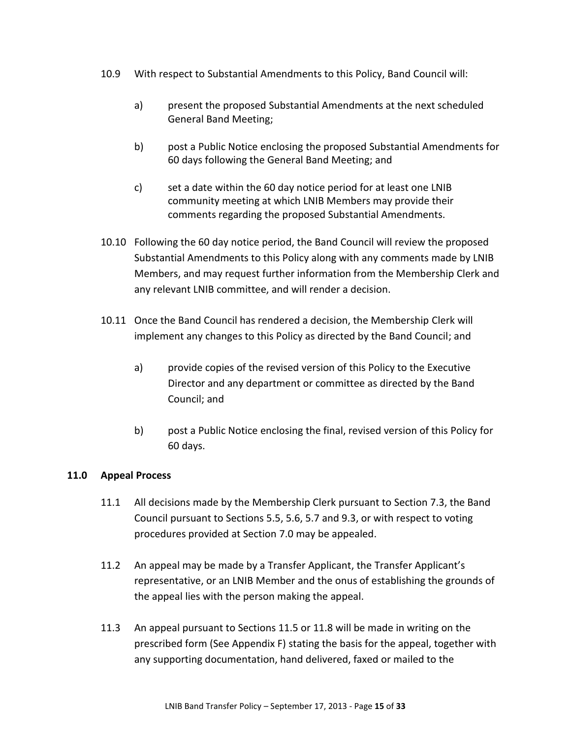10.9 With respect to Substantial Amendments to this Policy, Band Council will:

a) present the proposed Substantial Amendments at the next scheduled General Band Meeting;

b) post a Public Notice enclosing the proposed Substantial Amendments for 60 days following the General Band Meeting; and

c) set a date within the 60 day notice period for at least one LNIB community meeting at which LNIB Members may provide their comments regarding the proposed Substantial Amendments.

10.10 Following the 60 day notice period, the Band Council will review the proposed Substantial Amendments to this Policy along with any comments made by LNIB Members, and may request further information from the Membership Clerk and any relevant LNIB committee, and will render a decision.

10.11 Once the Band Council has rendered a decision, the Membership Clerk will implement any changes to this Policy as directed by the Band Council; and

a) provide copies of the revised version of this Policy to the Executive Director and any department or committee as directed by the Band Council; and

b) post a Public Notice enclosing the final, revised version of this Policy for 60 days.

## 11.0 Appeal Process

11.1 All decisions made by the Membership Clerk pursuant to Section 7.3, the Band Council pursuant to Sections 5.5, 5.6, 5.7 and 9.3, or with respect to voting procedures provided at Section 7.0 may be appealed.

11.2 An appeal may be made by a Transfer Applicant, the Transfer Applicant's representative, or an LNIB Member and the onus of establishing the grounds of the appeal lies with the person making the appeal.

11.3 An appeal pursuant to Sections 11.5 or 11.8 will be made in writing on the prescribed form (See Appendix F) stating the basis for the appeal, together with any supporting documentation, hand delivered, faxed or mailed to the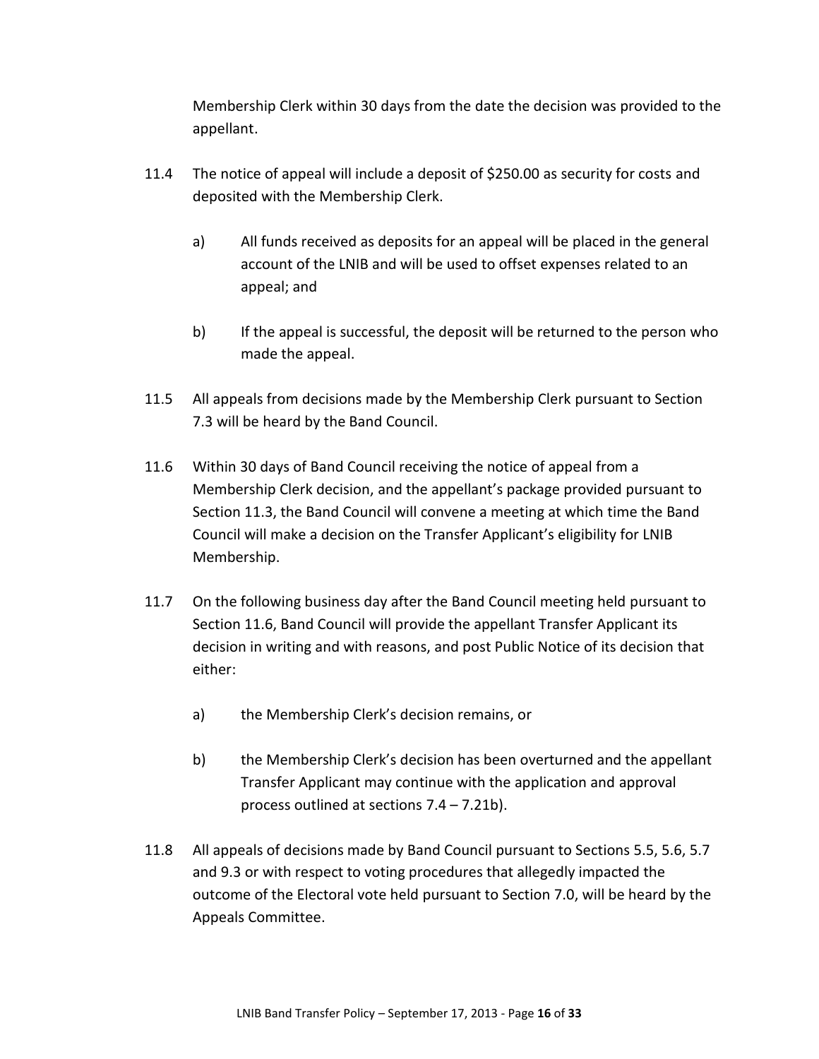Membership Clerk within 30 days from the date the decision was provided to the appellant.

11.4 The notice of appeal will include a deposit of $250.00 as security for costs and deposited with the Membership Clerk.

 a) All funds received as deposits for an appeal will be placed in the general account of the LNIB and will be used to offset expenses related to an appeal; and

 b) If the appeal is successful, the deposit will be returned to the person who made the appeal.

11.5 All appeals from decisions made by the Membership Clerk pursuant to Section 7.3 will be heard by the Band Council.

11.6 Within 30 days of Band Council receiving the notice of appeal from a Membership Clerk decision, and the appellant's package provided pursuant to Section 11.3, the Band Council will convene a meeting at which time the Band Council will make a decision on the Transfer Applicant's eligibility for LNIB Membership.

11.7 On the following business day after the Band Council meeting held pursuant to Section 11.6, Band Council will provide the appellant Transfer Applicant its decision in writing and with reasons, and post Public Notice of its decision that either:

 a) the Membership Clerk's decision remains, or

 b) the Membership Clerk's decision has been overturned and the appellant Transfer Applicant may continue with the application and approval process outlined at sections 7.4 – 7.21b).

11.8 All appeals of decisions made by Band Council pursuant to Sections 5.5, 5.6, 5.7 and 9.3 or with respect to voting procedures that allegedly impacted the outcome of the Electoral vote held pursuant to Section 7.0, will be heard by the Appeals Committee.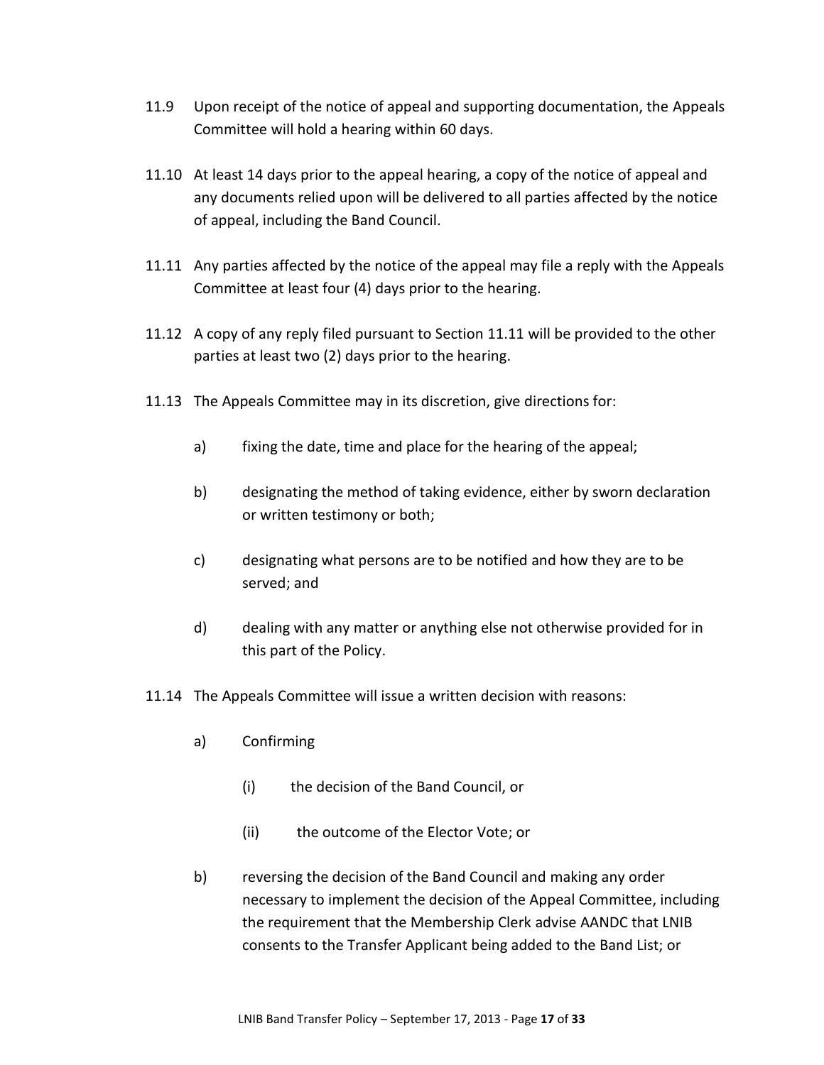11.9 Upon receipt of the notice of appeal and supporting documentation, the Appeals Committee will hold a hearing within 60 days.

11.10 At least 14 days prior to the appeal hearing, a copy of the notice of appeal and any documents relied upon will be delivered to all parties affected by the notice of appeal, including the Band Council.

11.11 Any parties affected by the notice of the appeal may file a reply with the Appeals Committee at least four (4) days prior to the hearing.

11.12 A copy of any reply filed pursuant to Section 11.11 will be provided to the other parties at least two (2) days prior to the hearing.

11.13 The Appeals Committee may in its discretion, give directions for:

- a) fixing the date, time and place for the hearing of the appeal;
- b) designating the method of taking evidence, either by sworn declaration or written testimony or both;
- c) designating what persons are to be notified and how they are to be served; and
- d) dealing with any matter or anything else not otherwise provided for in this part of the Policy.

11.14 The Appeals Committee will issue a written decision with reasons:

- a) Confirming
  - (i) the decision of the Band Council, or
  - (ii) the outcome of the Elector Vote; or
- b) reversing the decision of the Band Council and making any order necessary to implement the decision of the Appeal Committee, including the requirement that the Membership Clerk advise AANDC that LNIB consents to the Transfer Applicant being added to the Band List; or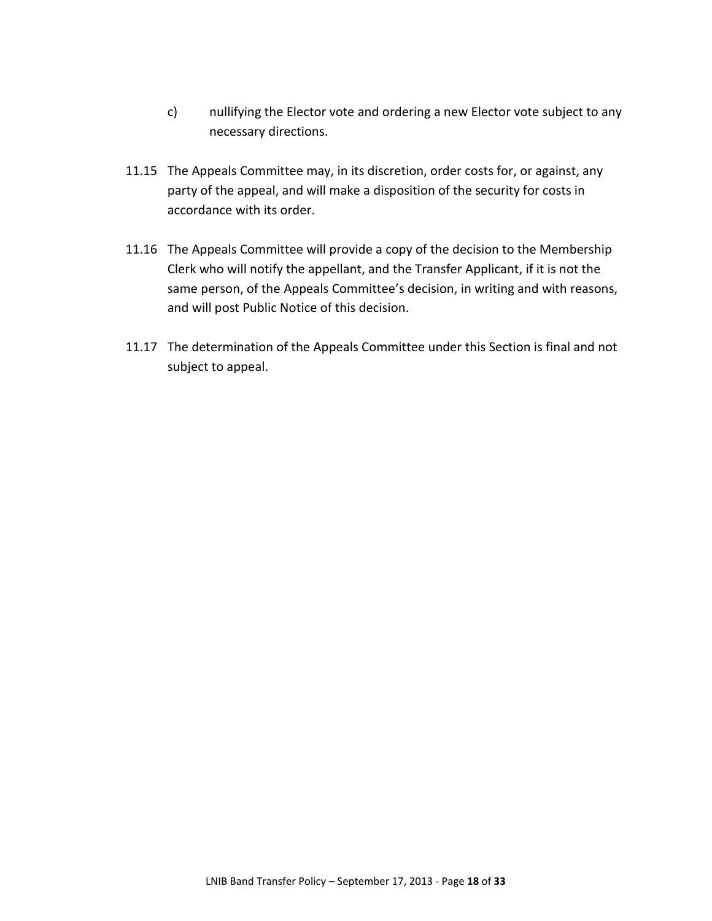c) nullifying the Elector vote and ordering a new Elector vote subject to any necessary directions.

11.15 The Appeals Committee may, in its discretion, order costs for, or against, any party of the appeal, and will make a disposition of the security for costs in accordance with its order.

11.16 The Appeals Committee will provide a copy of the decision to the Membership Clerk who will notify the appellant, and the Transfer Applicant, if it is not the same person, of the Appeals Committee's decision, in writing and with reasons, and will post Public Notice of this decision.

11.17 The determination of the Appeals Committee under this Section is final and not subject to appeal.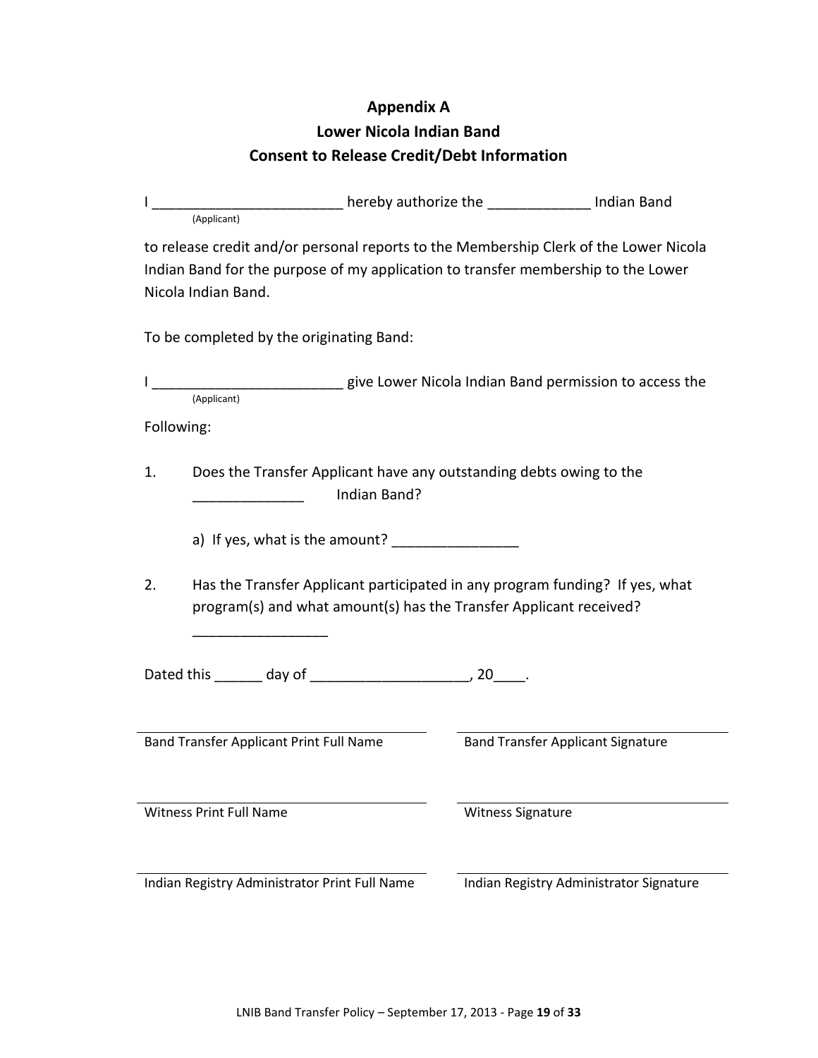# Appendix A
# Lower Nicola Indian Band
# Consent to Release Credit/Debt Information

I ________________________ hereby authorize the _____________ Indian Band
(Applicant)

to release credit and/or personal reports to the Membership Clerk of the Lower Nicola Indian Band for the purpose of my application to transfer membership to the Lower Nicola Indian Band.

To be completed by the originating Band:

I ________________________ give Lower Nicola Indian Band permission to access the
(Applicant)

Following:

1. Does the Transfer Applicant have any outstanding debts owing to the _____________ Indian Band?

   a) If yes, what is the amount? ________________

2. Has the Transfer Applicant participated in any program funding? If yes, what program(s) and what amount(s) has the Transfer Applicant received?

   ________________

Dated this ______ day of ____________________, 20____.

| | |
|---|---|
| ____________________ | ____________________ |
| Band Transfer Applicant Print Full Name | Band Transfer Applicant Signature |
| ____________________ | ____________________ |
| Witness Print Full Name | Witness Signature |
| ____________________ | ____________________ |
| Indian Registry Administrator Print Full Name | Indian Registry Administrator Signature |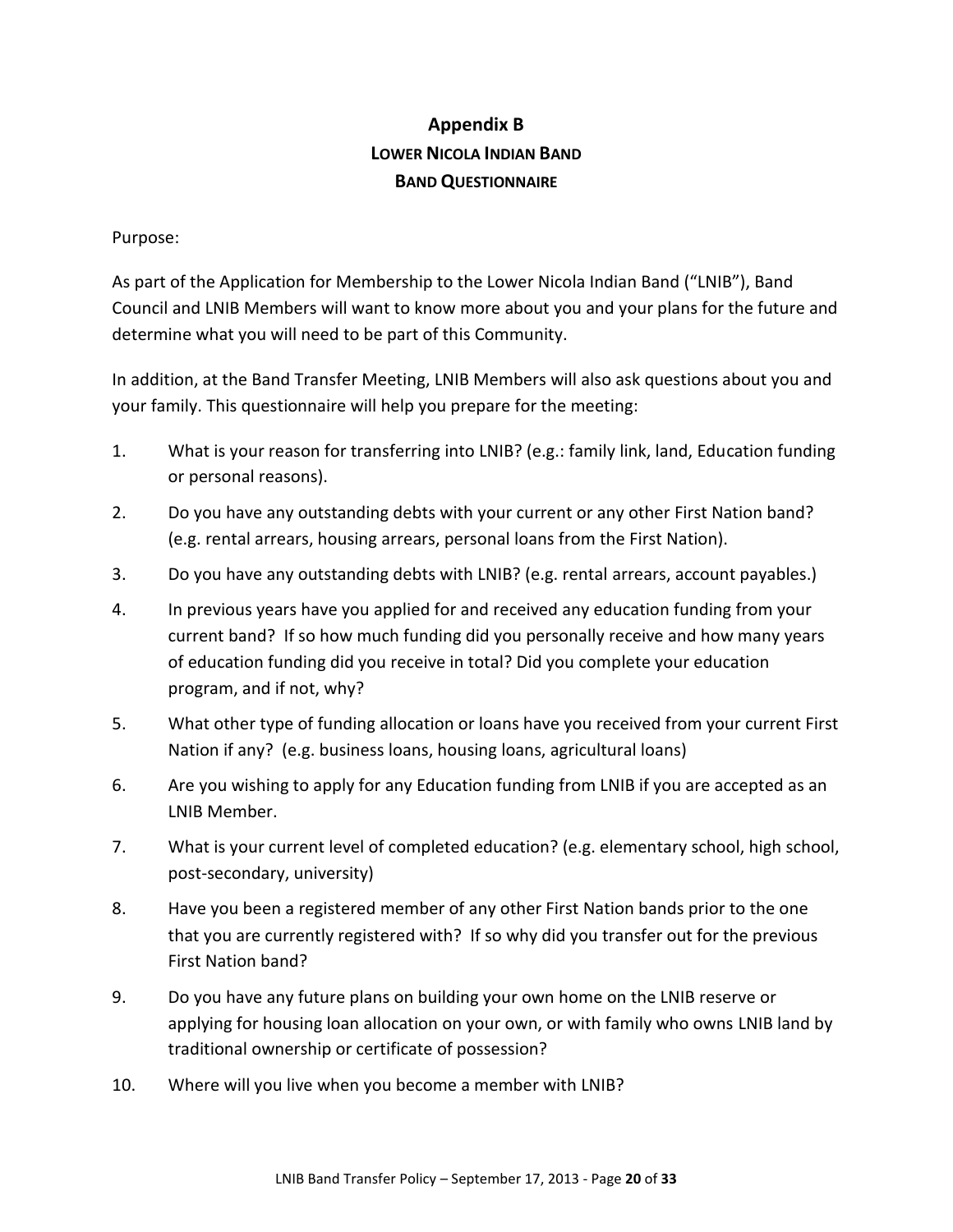# Appendix B

## LOWER NICOLA INDIAN BAND

## BAND QUESTIONNAIRE

Purpose:

As part of the Application for Membership to the Lower Nicola Indian Band ("LNIB"), Band Council and LNIB Members will want to know more about you and your plans for the future and determine what you will need to be part of this Community.

In addition, at the Band Transfer Meeting, LNIB Members will also ask questions about you and your family. This questionnaire will help you prepare for the meeting:

1. What is your reason for transferring into LNIB? (e.g.: family link, land, Education funding or personal reasons).
2. Do you have any outstanding debts with your current or any other First Nation band? (e.g. rental arrears, housing arrears, personal loans from the First Nation).
3. Do you have any outstanding debts with LNIB? (e.g. rental arrears, account payables.)
4. In previous years have you applied for and received any education funding from your current band? If so how much funding did you personally receive and how many years of education funding did you receive in total? Did you complete your education program, and if not, why?
5. What other type of funding allocation or loans have you received from your current First Nation if any? (e.g. business loans, housing loans, agricultural loans)
6. Are you wishing to apply for any Education funding from LNIB if you are accepted as an LNIB Member.
7. What is your current level of completed education? (e.g. elementary school, high school, post-secondary, university)
8. Have you been a registered member of any other First Nation bands prior to the one that you are currently registered with? If so why did you transfer out for the previous First Nation band?
9. Do you have any future plans on building your own home on the LNIB reserve or applying for housing loan allocation on your own, or with family who owns LNIB land by traditional ownership or certificate of possession?
10. Where will you live when you become a member with LNIB?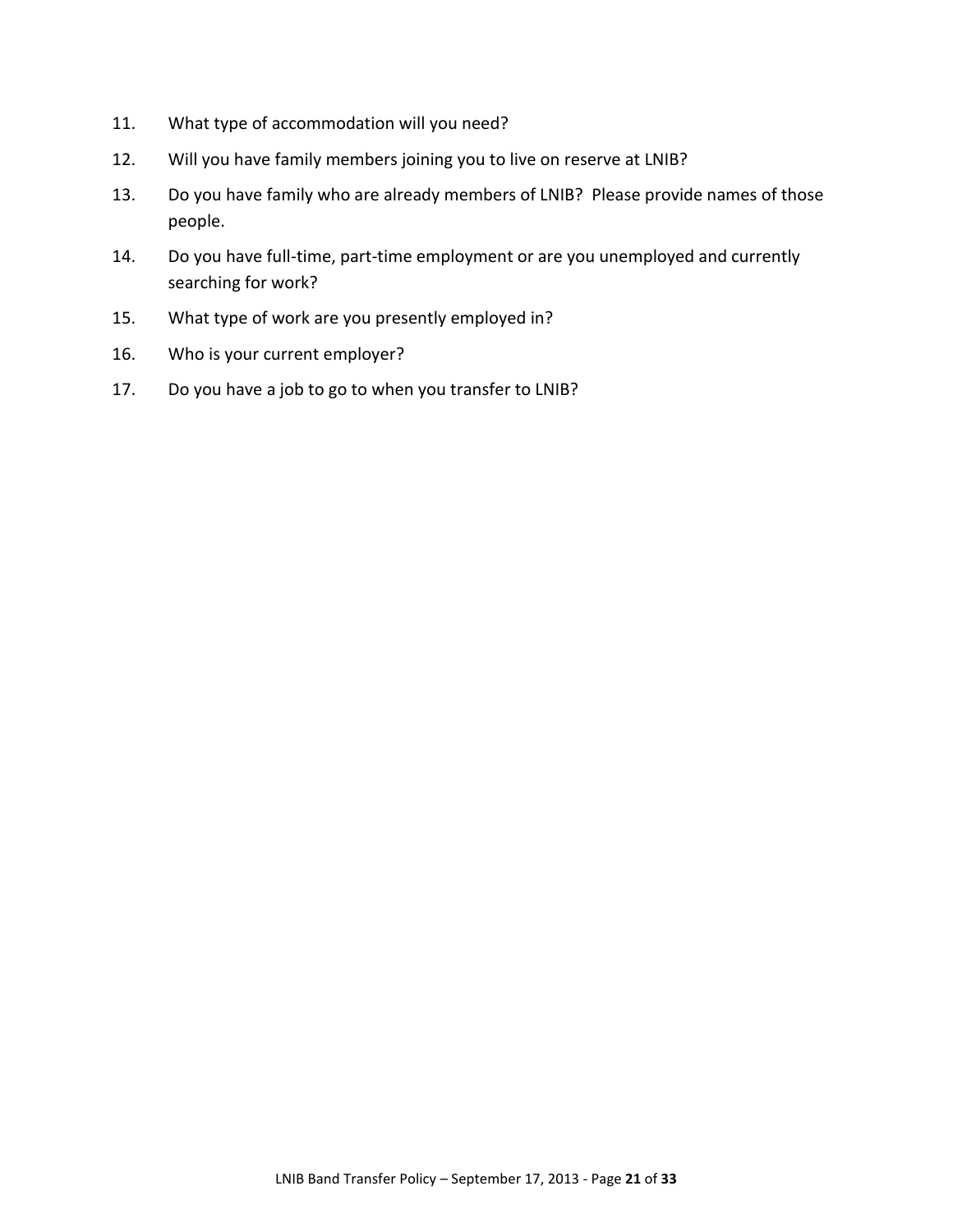11. What type of accommodation will you need?
12. Will you have family members joining you to live on reserve at LNIB?
13. Do you have family who are already members of LNIB? Please provide names of those people.
14. Do you have full-time, part-time employment or are you unemployed and currently searching for work?
15. What type of work are you presently employed in?
16. Who is your current employer?
17. Do you have a job to go to when you transfer to LNIB?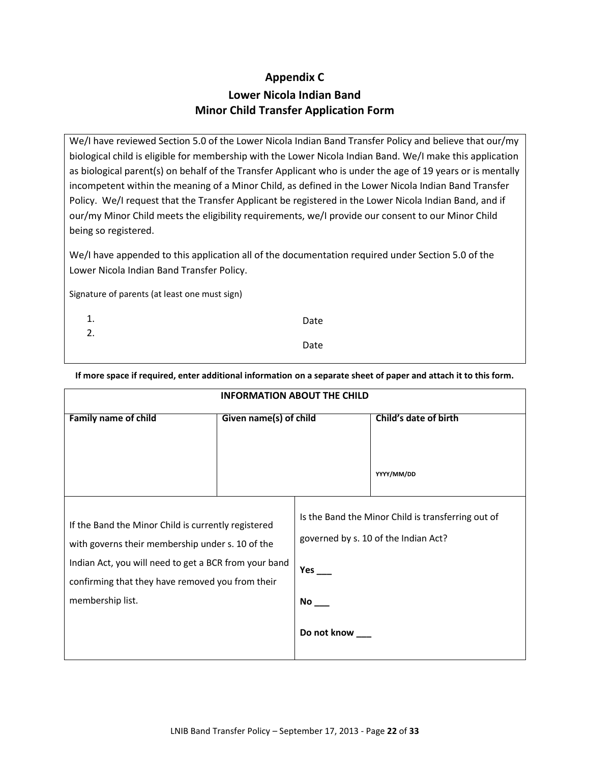## Appendix C

## Lower Nicola Indian Band
## Minor Child Transfer Application Form

We/I have reviewed Section 5.0 of the Lower Nicola Indian Band Transfer Policy and believe that our/my biological child is eligible for membership with the Lower Nicola Indian Band. We/I make this application as biological parent(s) on behalf of the Transfer Applicant who is under the age of 19 years or is mentally incompetent within the meaning of a Minor Child, as defined in the Lower Nicola Indian Band Transfer Policy. We/I request that the Transfer Applicant be registered in the Lower Nicola Indian Band, and if our/my Minor Child meets the eligibility requirements, we/I provide our consent to our Minor Child being so registered.

We/I have appended to this application all of the documentation required under Section 5.0 of the Lower Nicola Indian Band Transfer Policy.

Signature of parents (at least one must sign)

1. Date
2. Date

**If more space if required, enter additional information on a separate sheet of paper and attach it to this form.**

| **INFORMATION ABOUT THE CHILD** | | |
|---|---|---|
| **Family name of child** | **Given name(s) of child** | **Child's date of birth**<br><br>YYYY/MM/DD |

| | |
|---|---|
| If the Band the Minor Child is currently registered with governs their membership under s. 10 of the Indian Act, you will need to get a BCR from your band confirming that they have removed you from their membership list. | Is the Band the Minor Child is transferring out of governed by s. 10 of the Indian Act?<br><br>**Yes ___**<br><br>**No ___**<br><br>**Do not know ___** |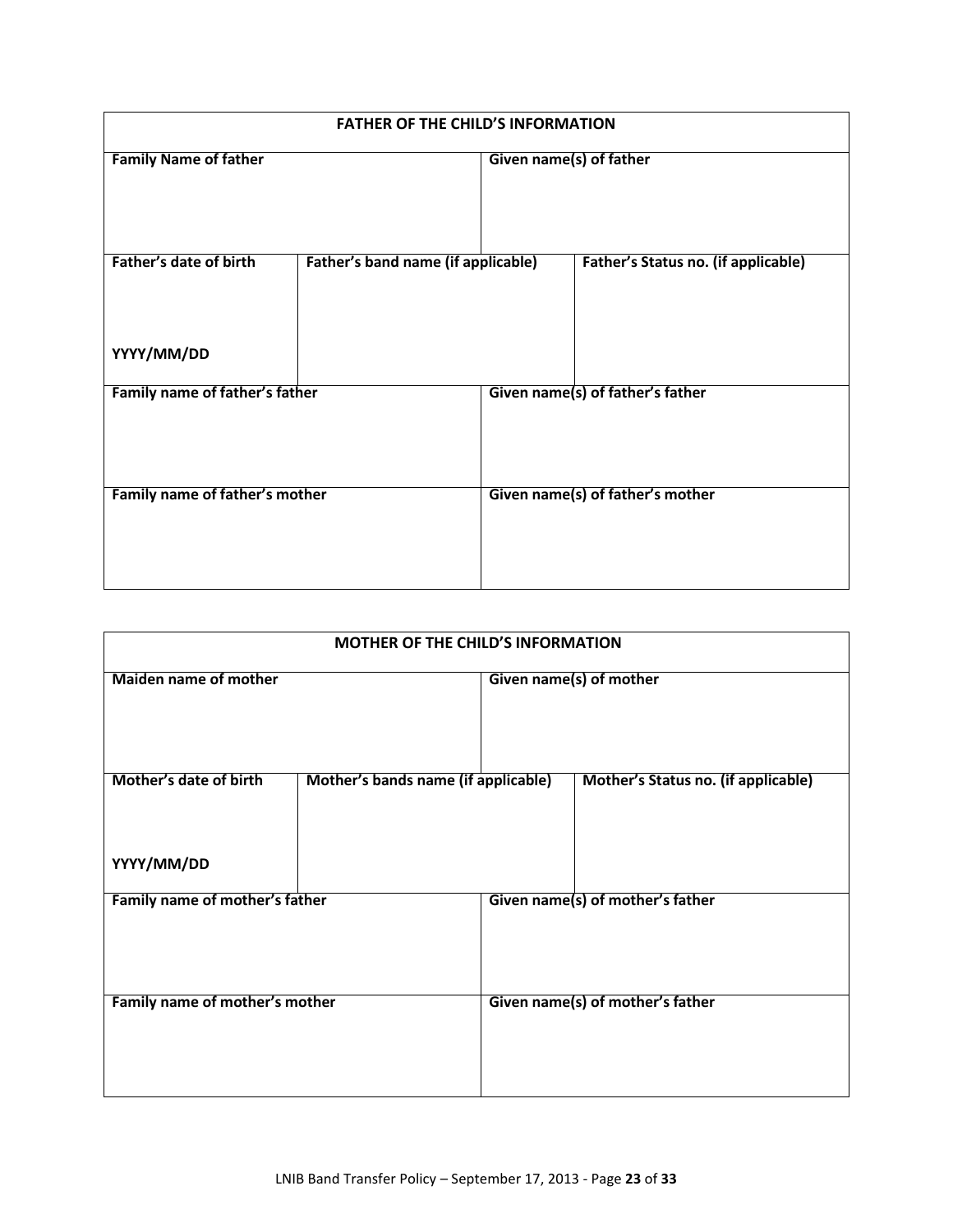| FATHER OF THE CHILD'S INFORMATION | | |
|---|---|---|
| **Family Name of father** | | **Given name(s) of father** |
| **Father's date of birth**<br><br>**YYYY/MM/DD** | **Father's band name (if applicable)** | **Father's Status no. (if applicable)** |
| **Family name of father's father** | | **Given name(s) of father's father** |
| **Family name of father's mother** | | **Given name(s) of father's mother** |

| MOTHER OF THE CHILD'S INFORMATION | | |
|---|---|---|
| **Maiden name of mother** | | **Given name(s) of mother** |
| **Mother's date of birth**<br><br>**YYYY/MM/DD** | **Mother's bands name (if applicable)** | **Mother's Status no. (if applicable)** |
| **Family name of mother's father** | | **Given name(s) of mother's father** |
| **Family name of mother's mother** | | **Given name(s) of mother's father** |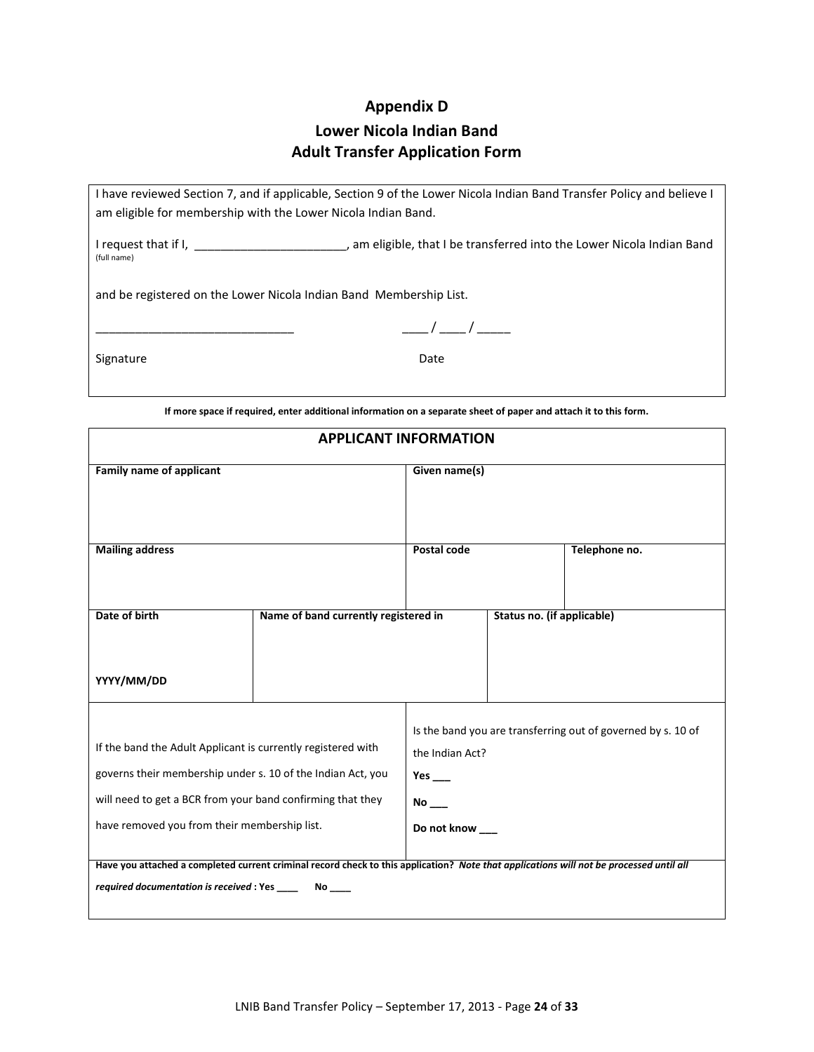# Appendix D

## Lower Nicola Indian Band
## Adult Transfer Application Form

I have reviewed Section 7, and if applicable, Section 9 of the Lower Nicola Indian Band Transfer Policy and believe I am eligible for membership with the Lower Nicola Indian Band.

I request that if I, _______________________, am eligible, that I be transferred into the Lower Nicola Indian Band
(full name)

and be registered on the Lower Nicola Indian Band Membership List.

_____________________________ ____ / ____ / _____

Signature Date

**If more space if required, enter additional information on a separate sheet of paper and attach it to this form.**

| **APPLICANT INFORMATION** | | | |
|---|---|---|---|
| **Family name of applicant** | | **Given name(s)** | |
| **Mailing address** | | **Postal code** | **Telephone no.** |
| **Date of birth**<br><br>**YYYY/MM/DD** | **Name of band currently registered in** | **Status no. (if applicable)** | |
| If the band the Adult Applicant is currently registered with governs their membership under s. 10 of the Indian Act, you will need to get a BCR from your band confirming that they have removed you from their membership list. | | Is the band you are transferring out of governed by s. 10 of the Indian Act?<br>**Yes ___**<br>**No ___**<br>**Do not know ___** | |
| **Have you attached a completed current criminal record check to this application?** ***Note that applications will not be processed until all required documentation is received*** **: Yes ____ No ____** | | | |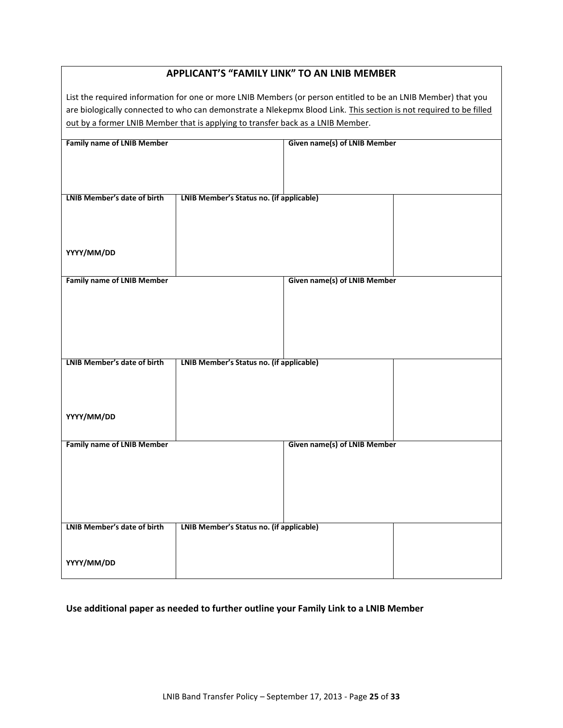## APPLICANT'S "FAMILY LINK" TO AN LNIB MEMBER

List the required information for one or more LNIB Members (or person entitled to be an LNIB Member) that you are biologically connected to who can demonstrate a Nlekepmx Blood Link. <u>This section is not required to be filled out by a former LNIB Member that is applying to transfer back as a LNIB Member</u>.

| Family name of LNIB Member | | Given name(s) of LNIB Member | |
|---|---|---|---|
| | | | |
| **LNIB Member's date of birth**<br><br>**YYYY/MM/DD** | **LNIB Member's Status no. (if applicable)** | | |
| **Family name of LNIB Member** | | **Given name(s) of LNIB Member** | |
| | | | |
| **LNIB Member's date of birth**<br><br>**YYYY/MM/DD** | **LNIB Member's Status no. (if applicable)** | | |
| **Family name of LNIB Member** | | **Given name(s) of LNIB Member** | |
| | | | |
| **LNIB Member's date of birth**<br><br>**YYYY/MM/DD** | **LNIB Member's Status no. (if applicable)** | | |

**Use additional paper as needed to further outline your Family Link to a LNIB Member**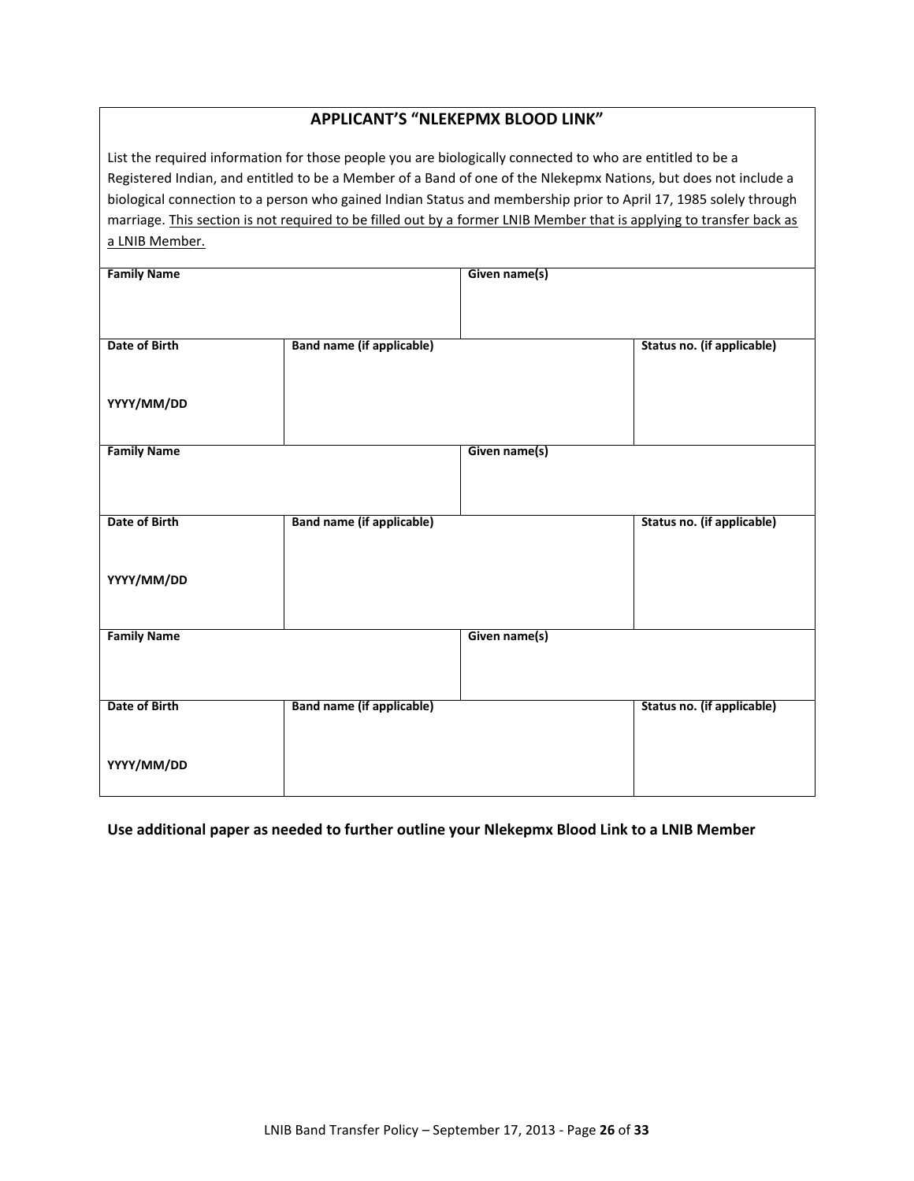## APPLICANT'S "NLEKEPMX BLOOD LINK"

List the required information for those people you are biologically connected to who are entitled to be a Registered Indian, and entitled to be a Member of a Band of one of the Nlekepmx Nations, but does not include a biological connection to a person who gained Indian Status and membership prior to April 17, 1985 solely through marriage. <u>This section is not required to be filled out by a former LNIB Member that is applying to transfer back as a LNIB Member.</u>

| Family Name | | Given name(s) | |
|---|---|---|---|
| | | | |
| **Date of Birth**<br><br>**YYYY/MM/DD** | **Band name (if applicable)** | | **Status no. (if applicable)** |
| **Family Name** | | **Given name(s)** | |
| | | | |
| **Date of Birth**<br><br>**YYYY/MM/DD** | **Band name (if applicable)** | | **Status no. (if applicable)** |
| **Family Name** | | **Given name(s)** | |
| | | | |
| **Date of Birth**<br><br>**YYYY/MM/DD** | **Band name (if applicable)** | | **Status no. (if applicable)** |

**Use additional paper as needed to further outline your Nlekepmx Blood Link to a LNIB Member**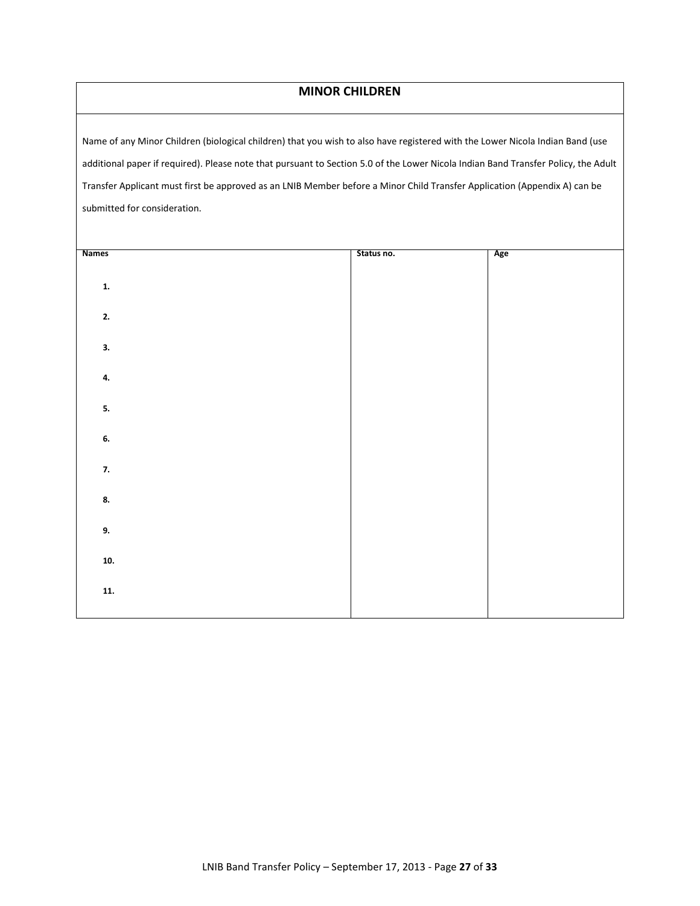## MINOR CHILDREN

Name of any Minor Children (biological children) that you wish to also have registered with the Lower Nicola Indian Band (use additional paper if required). Please note that pursuant to Section 5.0 of the Lower Nicola Indian Band Transfer Policy, the Adult Transfer Applicant must first be approved as an LNIB Member before a Minor Child Transfer Application (Appendix A) can be submitted for consideration.

| Names | Status no. | Age |
|---|---|---|
| 1. | | |
| 2. | | |
| 3. | | |
| 4. | | |
| 5. | | |
| 6. | | |
| 7. | | |
| 8. | | |
| 9. | | |
| 10. | | |
| 11. | | |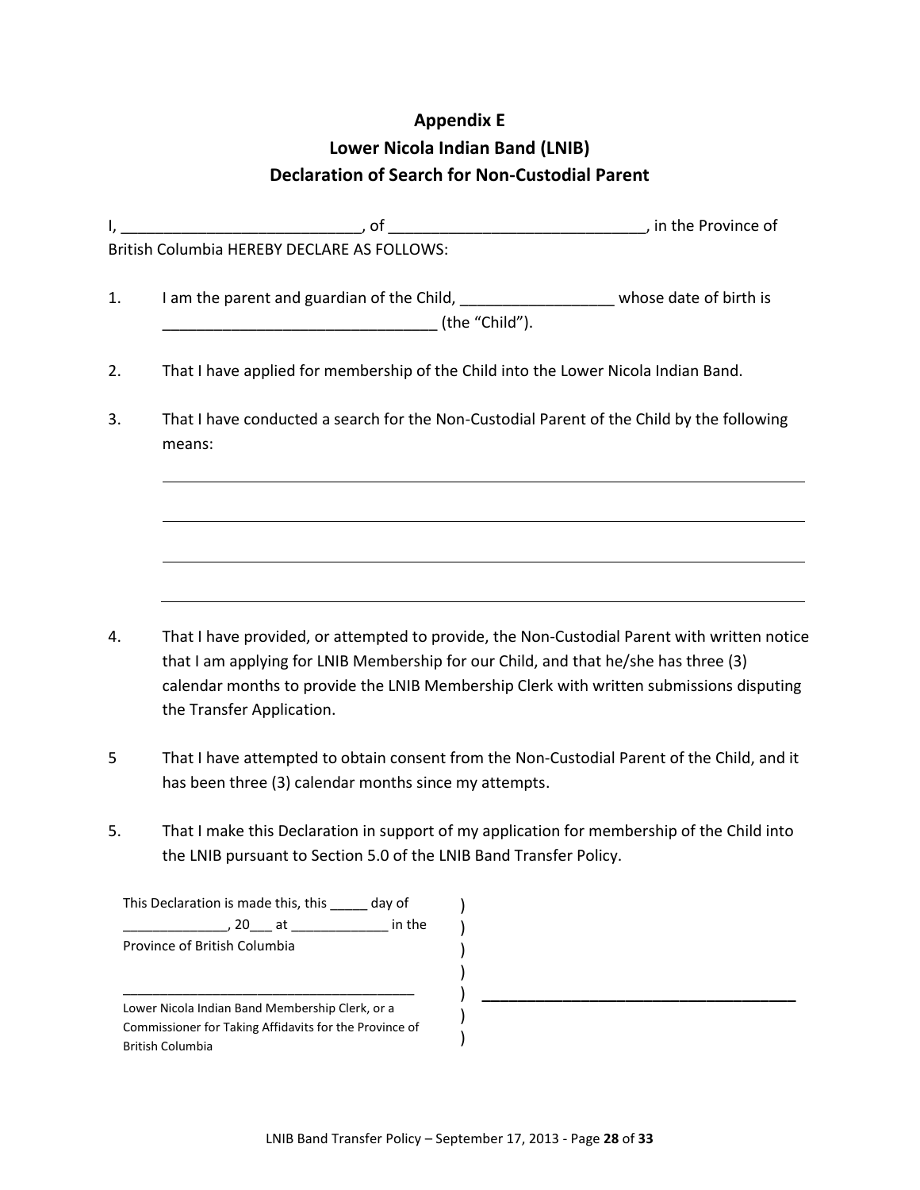# Appendix E
# Lower Nicola Indian Band (LNIB)
# Declaration of Search for Non-Custodial Parent

I, ____________________________, of ______________________________, in the Province of British Columbia HEREBY DECLARE AS FOLLOWS:

1. I am the parent and guardian of the Child, _________________ whose date of birth is ________________________________ (the "Child").

2. That I have applied for membership of the Child into the Lower Nicola Indian Band.

3. That I have conducted a search for the Non-Custodial Parent of the Child by the following means:

   ______________________________________________________________________

   ______________________________________________________________________

   ______________________________________________________________________

   ______________________________________________________________________

4. That I have provided, or attempted to provide, the Non-Custodial Parent with written notice that I am applying for LNIB Membership for our Child, and that he/she has three (3) calendar months to provide the LNIB Membership Clerk with written submissions disputing the Transfer Application.

5 That I have attempted to obtain consent from the Non-Custodial Parent of the Child, and it has been three (3) calendar months since my attempts.

5. That I make this Declaration in support of my application for membership of the Child into the LNIB pursuant to Section 5.0 of the LNIB Band Transfer Policy.

This Declaration is made this, this _____ day of _____________, 20___ at ____________ in the Province of British Columbia )

)

)

)

________________________________________ ) ________________________________________

Lower Nicola Indian Band Membership Clerk, or a Commissioner for Taking Affidavits for the Province of British Columbia )

)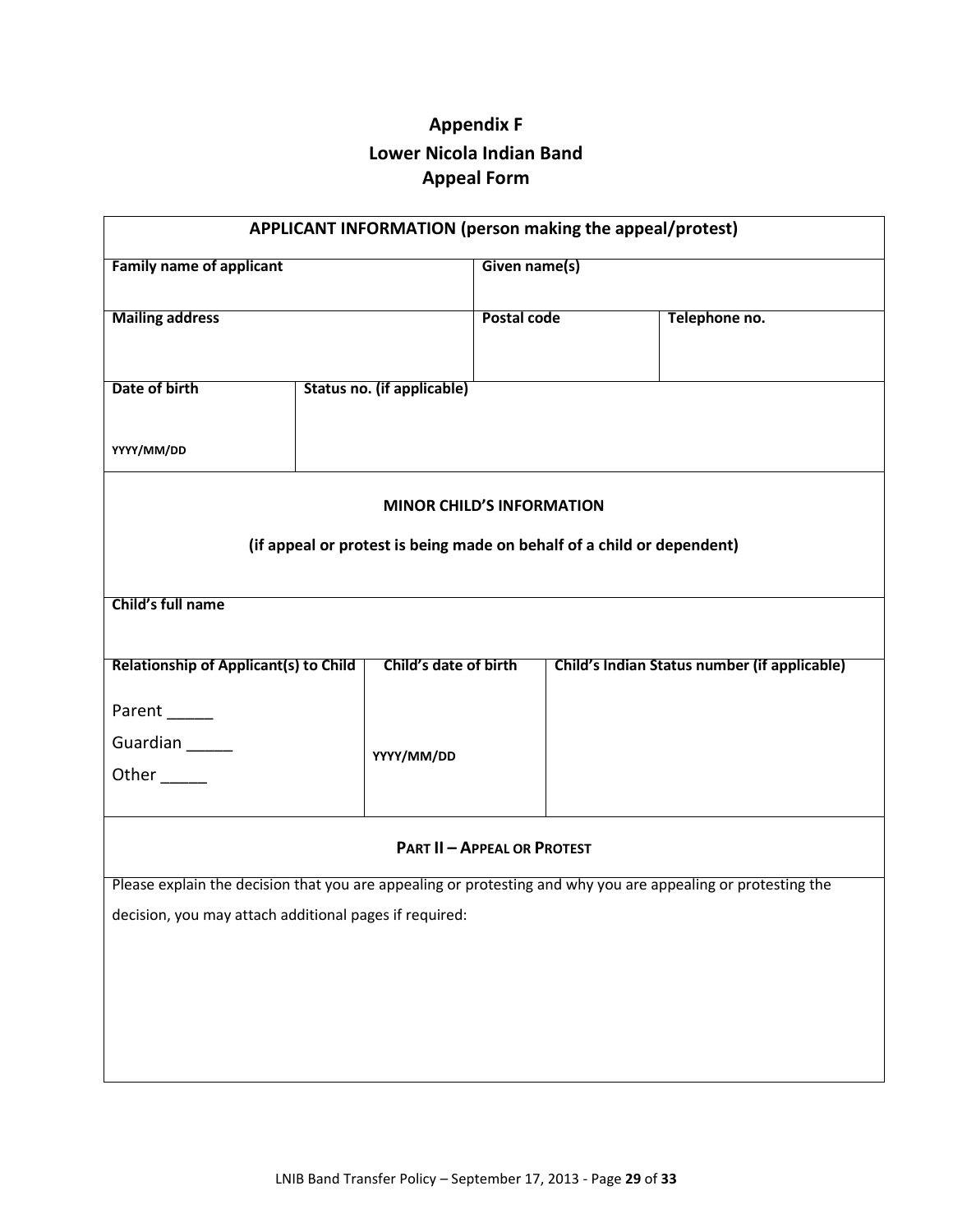# Appendix F
## Lower Nicola Indian Band
## Appeal Form

| **APPLICANT INFORMATION (person making the appeal/protest)** | | |
|---|---|---|
| **Family name of applicant** | **Given name(s)** | |
| **Mailing address** | **Postal code** | **Telephone no.** |
| **Date of birth**<br><br>**YYYY/MM/DD** | **Status no. (if applicable)** | |

| **MINOR CHILD'S INFORMATION**<br><br>**(if appeal or protest is being made on behalf of a child or dependent)** | | |
|---|---|---|
| **Child's full name** | | |
| **Relationship of Applicant(s) to Child**<br><br>Parent _____<br>Guardian _____<br>Other _____ | **Child's date of birth**<br><br>**YYYY/MM/DD** | **Child's Indian Status number (if applicable)** |

| **PART II – APPEAL OR PROTEST** |
|---|
| Please explain the decision that you are appealing or protesting and why you are appealing or protesting the decision, you may attach additional pages if required: |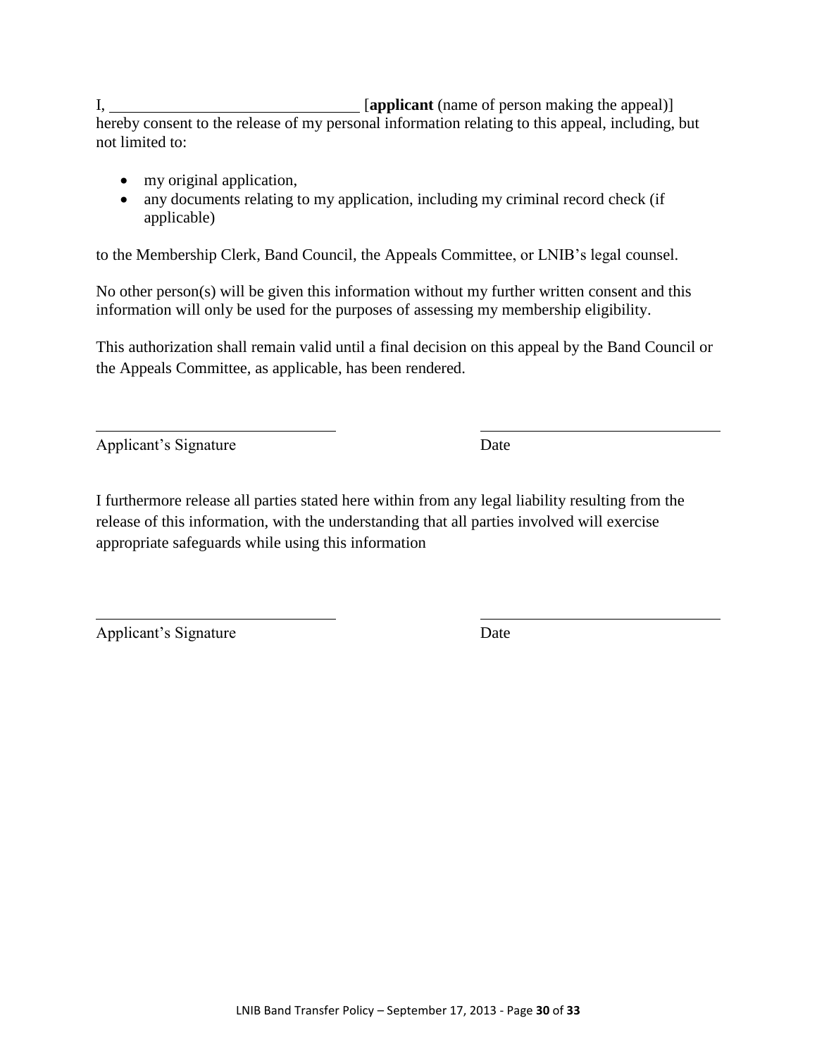I, _______________________________ [**applicant** (name of person making the appeal)] hereby consent to the release of my personal information relating to this appeal, including, but not limited to:

- my original application,
- any documents relating to my application, including my criminal record check (if applicable)

to the Membership Clerk, Band Council, the Appeals Committee, or LNIB's legal counsel.

No other person(s) will be given this information without my further written consent and this information will only be used for the purposes of assessing my membership eligibility.

This authorization shall remain valid until a final decision on this appeal by the Band Council or the Appeals Committee, as applicable, has been rendered.

_______________________________ _______________________________

Applicant's Signature Date

I furthermore release all parties stated here within from any legal liability resulting from the release of this information, with the understanding that all parties involved will exercise appropriate safeguards while using this information

_______________________________ _______________________________

Applicant's Signature Date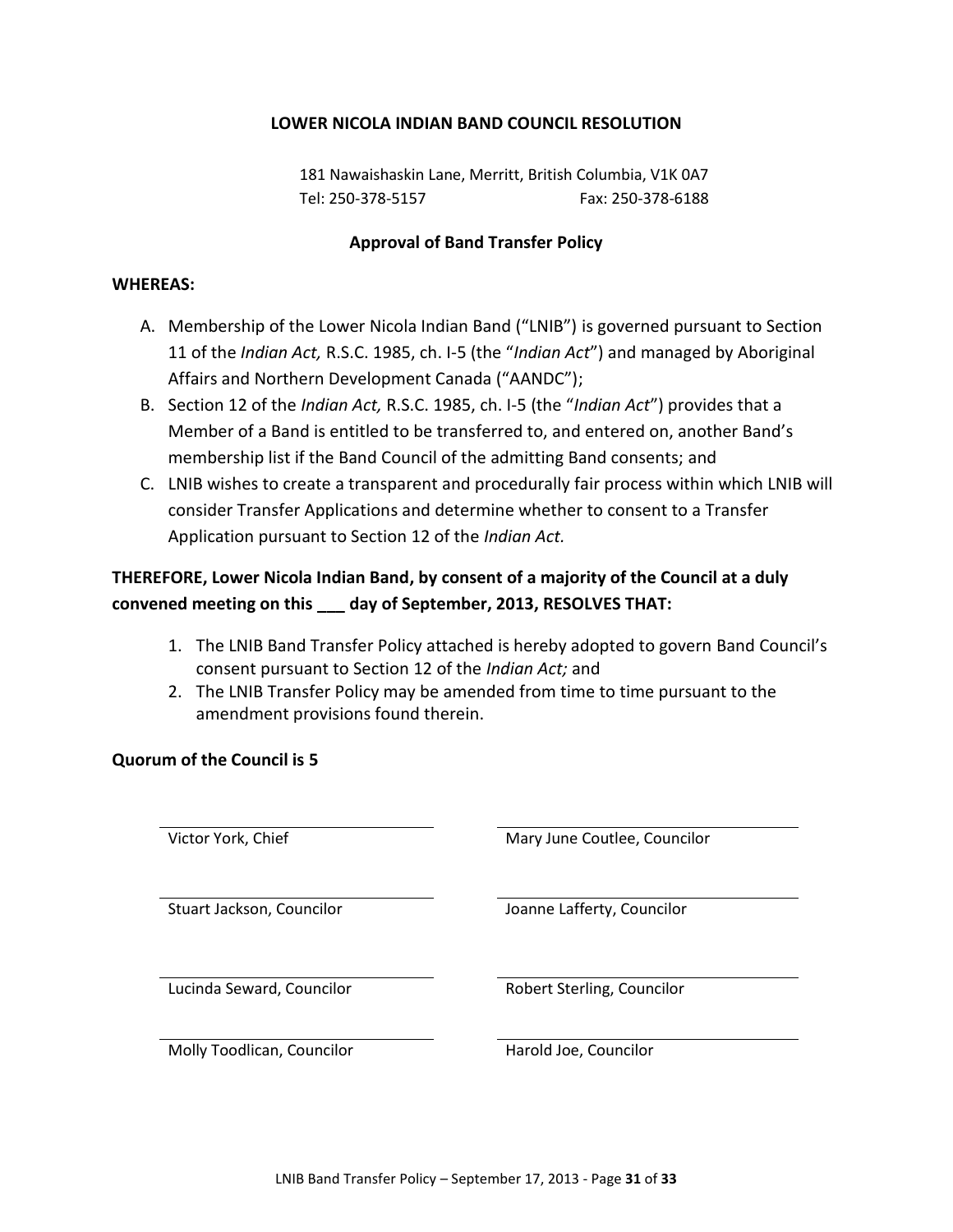**LOWER NICOLA INDIAN BAND COUNCIL RESOLUTION**

181 Nawaishaskin Lane, Merritt, British Columbia, V1K 0A7
Tel: 250-378-5157 Fax: 250-378-6188

**Approval of Band Transfer Policy**

**WHEREAS:**

A. Membership of the Lower Nicola Indian Band ("LNIB") is governed pursuant to Section 11 of the *Indian Act,* R.S.C. 1985, ch. I-5 (the "*Indian Act*") and managed by Aboriginal Affairs and Northern Development Canada ("AANDC");
B. Section 12 of the *Indian Act,* R.S.C. 1985, ch. I-5 (the "*Indian Act*") provides that a Member of a Band is entitled to be transferred to, and entered on, another Band's membership list if the Band Council of the admitting Band consents; and
C. LNIB wishes to create a transparent and procedurally fair process within which LNIB will consider Transfer Applications and determine whether to consent to a Transfer Application pursuant to Section 12 of the *Indian Act.*

**THEREFORE, Lower Nicola Indian Band, by consent of a majority of the Council at a duly convened meeting on this ___ day of September, 2013, RESOLVES THAT:**

1. The LNIB Band Transfer Policy attached is hereby adopted to govern Band Council's consent pursuant to Section 12 of the *Indian Act;* and
2. The LNIB Transfer Policy may be amended from time to time pursuant to the amendment provisions found therein.

**Quorum of the Council is 5**

| | |
|---|---|
| Victor York, Chief | Mary June Coutlee, Councilor |
| Stuart Jackson, Councilor | Joanne Lafferty, Councilor |
| Lucinda Seward, Councilor | Robert Sterling, Councilor |
| Molly Toodlican, Councilor | Harold Joe, Councilor |